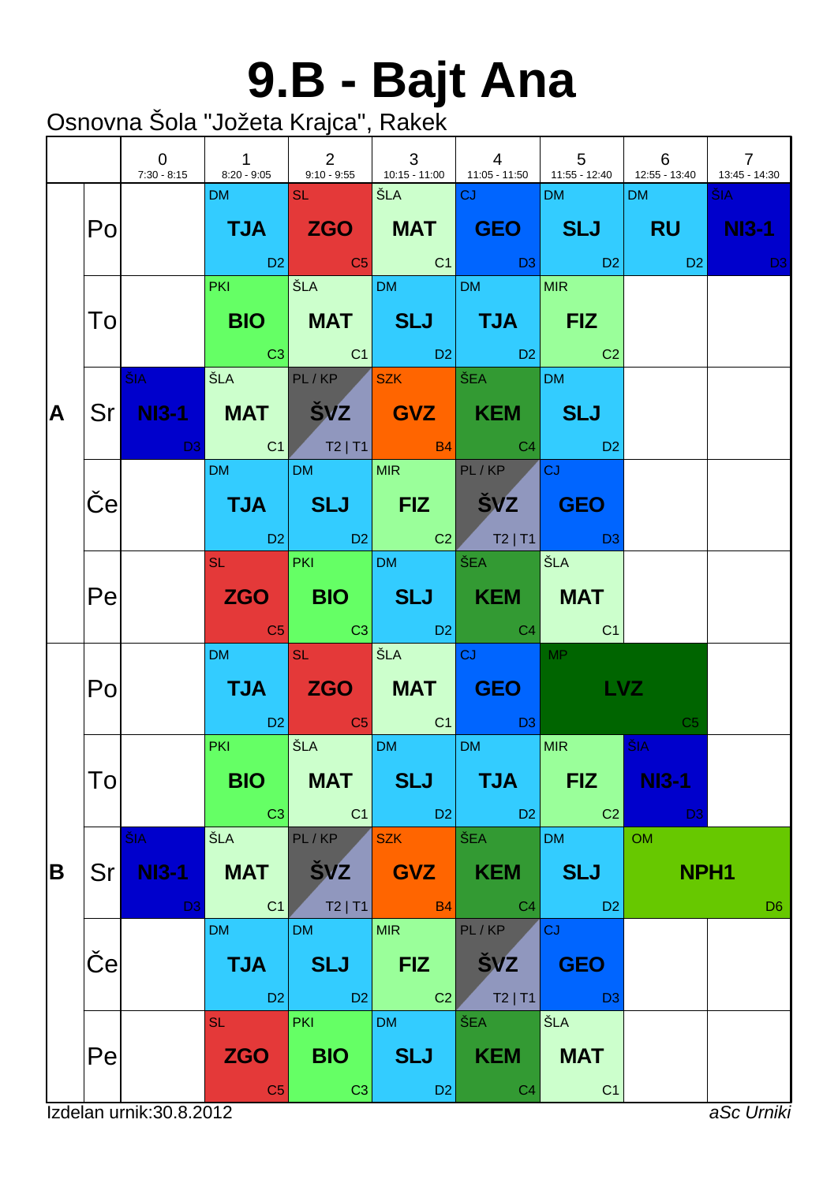# 9.B - Bajt Ana

Osnovna Šola "Jožeta Krajca", Rakek

| | | 0<br>7:30 - 8:15 | 1<br>8:20 - 9:05 | 2<br>9:10 - 9:55 | 3<br>10:15 - 11:00 | 4<br>11:05 - 11:50 | 5<br>11:55 - 12:40 | 6<br>12:55 - 13:40 | 7<br>13:45 - 14:30 |
|---|---|---|---|---|---|---|---|---|---|
| A | Po | | DM TJA D2 | SL ZGO C5 | ŠLA MAT C1 | CJ GEO D3 | DM SLJ D2 | DM RU D2 | ŠIA NI3-1 D3 |
| | To | | PKI BIO C3 | ŠLA MAT C1 | DM SLJ D2 | DM TJA D2 | MIR FIZ C2 | | |
| | Sr | ŠIA NI3-1 D3 | ŠLA MAT C1 | PL / KP ŠVZ T2 \| T1 | SZK GVZ B4 | ŠEA KEM C4 | DM SLJ D2 | | |
| | Če | | DM TJA D2 | DM SLJ D2 | MIR FIZ C2 | PL / KP ŠVZ T2 \| T1 | CJ GEO D3 | | |
| | Pe | | SL ZGO C5 | PKI BIO C3 | DM SLJ D2 | ŠEA KEM C4 | ŠLA MAT C1 | | |
| B | Po | | DM TJA D2 | SL ZGO C5 | ŠLA MAT C1 | CJ GEO D3 | MP LVZ C5 | | |
| | To | | PKI BIO C3 | ŠLA MAT C1 | DM SLJ D2 | DM TJA D2 | MIR FIZ C2 | ŠIA NI3-1 D3 | |
| | Sr | ŠIA NI3-1 D3 | ŠLA MAT C1 | PL / KP ŠVZ T2 \| T1 | SZK GVZ B4 | ŠEA KEM C4 | DM SLJ D2 | OM NPH1 D6 | |
| | Če | | DM TJA D2 | DM SLJ D2 | MIR FIZ C2 | PL / KP ŠVZ T2 \| T1 | CJ GEO D3 | | |
| | Pe | | SL ZGO C5 | PKI BIO C3 | DM SLJ D2 | ŠEA KEM C4 | ŠLA MAT C1 | | |

Izdelan urnik:30.8.2012

*aSc Urniki*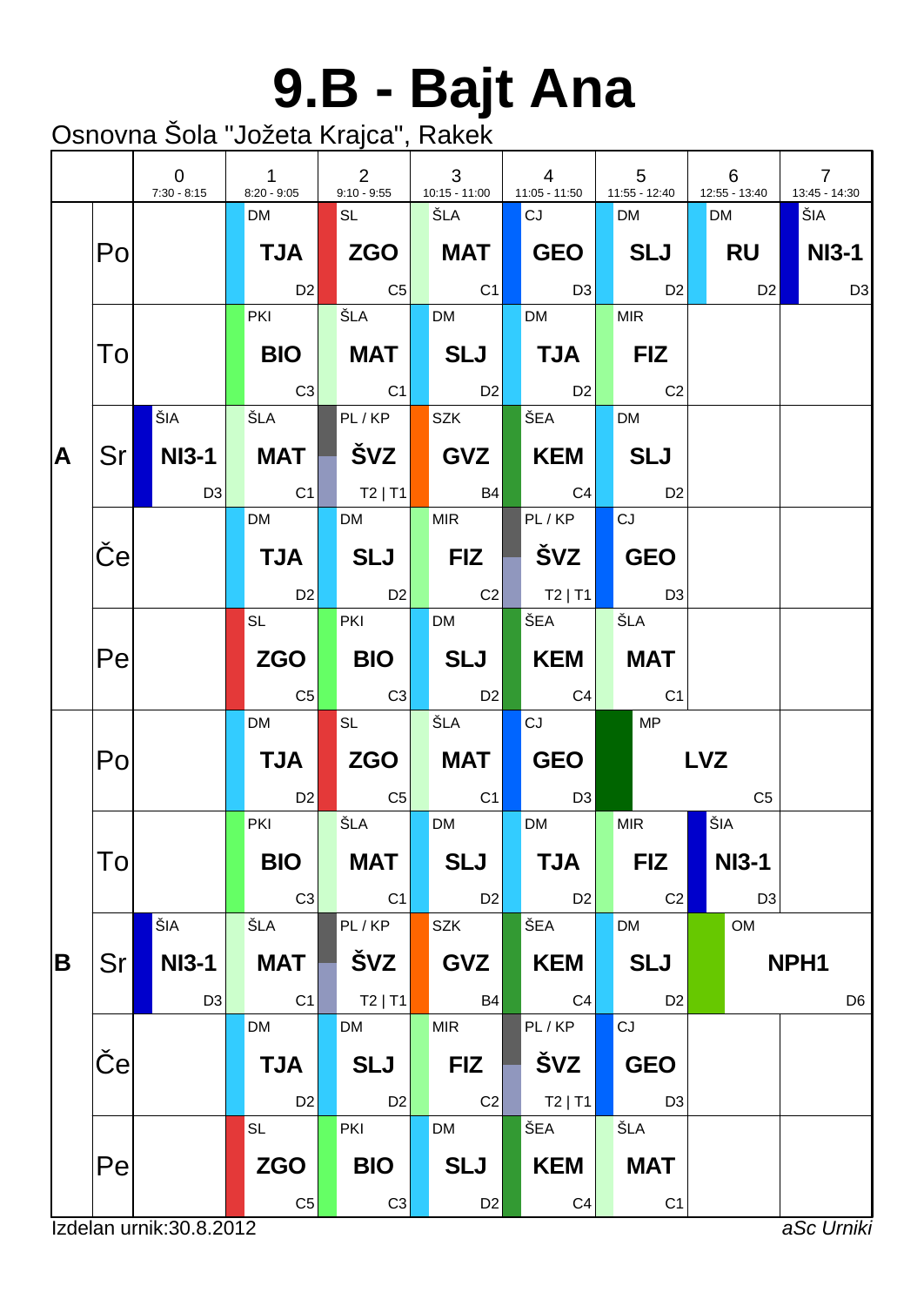# 9.B - Bajt Ana

Osnovna Šola "Jožeta Krajca", Rakek

| | | 0<br>7:30 - 8:15 | 1<br>8:20 - 9:05 | 2<br>9:10 - 9:55 | 3<br>10:15 - 11:00 | 4<br>11:05 - 11:50 | 5<br>11:55 - 12:40 | 6<br>12:55 - 13:40 | 7<br>13:45 - 14:30 |
|---|---|---|---|---|---|---|---|---|---|
| A | Po | | DM **TJA** D2 | SL **ZGO** C5 | ŠLA **MAT** C1 | CJ **GEO** D3 | DM **SLJ** D2 | DM **RU** D2 | ŠIA **NI3-1** D3 |
| | To | | PKI **BIO** C3 | ŠLA **MAT** C1 | DM **SLJ** D2 | DM **TJA** D2 | MIR **FIZ** C2 | | |
| | Sr | ŠIA **NI3-1** D3 | ŠLA **MAT** C1 | PL / KP **ŠVZ** T2 \| T1 | SZK **GVZ** B4 | ŠEA **KEM** C4 | DM **SLJ** D2 | | |
| | Če | | DM **TJA** D2 | DM **SLJ** D2 | MIR **FIZ** C2 | PL / KP **ŠVZ** T2 \| T1 | CJ **GEO** D3 | | |
| | Pe | | SL **ZGO** C5 | PKI **BIO** C3 | DM **SLJ** D2 | ŠEA **KEM** C4 | ŠLA **MAT** C1 | | |
| B | Po | | DM **TJA** D2 | SL **ZGO** C5 | ŠLA **MAT** C1 | CJ **GEO** D3 | MP **LVZ** C5 | | |
| | To | | PKI **BIO** C3 | ŠLA **MAT** C1 | DM **SLJ** D2 | DM **TJA** D2 | MIR **FIZ** C2 | ŠIA **NI3-1** D3 | |
| | Sr | ŠIA **NI3-1** D3 | ŠLA **MAT** C1 | PL / KP **ŠVZ** T2 \| T1 | SZK **GVZ** B4 | ŠEA **KEM** C4 | DM **SLJ** D2 | OM **NPH1** D6 | |
| | Če | | DM **TJA** D2 | DM **SLJ** D2 | MIR **FIZ** C2 | PL / KP **ŠVZ** T2 \| T1 | CJ **GEO** D3 | | |
| | Pe | | SL **ZGO** C5 | PKI **BIO** C3 | DM **SLJ** D2 | ŠEA **KEM** C4 | ŠLA **MAT** C1 | | |

Izdelan urnik:30.8.2012

*aSc Urniki*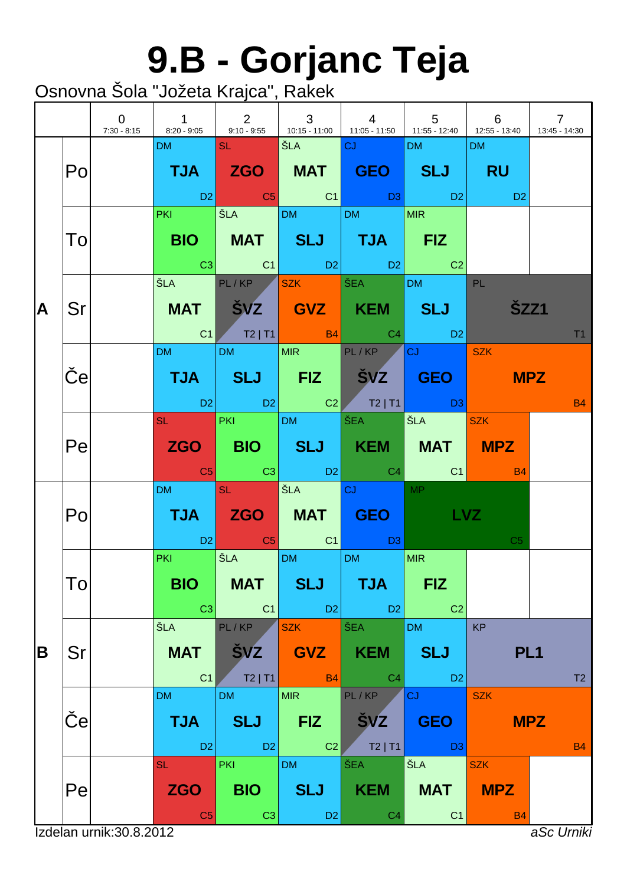# 9.B - Gorjanc Teja

Osnovna Šola "Jožeta Krajca", Rakek

| | | 0<br>7:30 - 8:15 | 1<br>8:20 - 9:05 | 2<br>9:10 - 9:55 | 3<br>10:15 - 11:00 | 4<br>11:05 - 11:50 | 5<br>11:55 - 12:40 | 6<br>12:55 - 13:40 | 7<br>13:45 - 14:30 |
|---|---|---|---|---|---|---|---|---|---|
| A | Po | | DM **TJA** D2 | SL **ZGO** C5 | ŠLA **MAT** C1 | CJ **GEO** D3 | DM **SLJ** D2 | DM **RU** D2 | |
| | To | | PKI **BIO** C3 | ŠLA **MAT** C1 | DM **SLJ** D2 | DM **TJA** D2 | MIR **FIZ** C2 | | |
| | Sr | | ŠLA **MAT** C1 | PL / KP **ŠVZ** T2 \| T1 | SZK **GVZ** B4 | ŠEA **KEM** C4 | DM **SLJ** D2 | PL **ŠZZ1** T1 | |
| | Če | | DM **TJA** D2 | DM **SLJ** D2 | MIR **FIZ** C2 | PL / KP **ŠVZ** T2 \| T1 | CJ **GEO** D3 | SZK **MPZ** B4 | |
| | Pe | | SL **ZGO** C5 | PKI **BIO** C3 | DM **SLJ** D2 | ŠEA **KEM** C4 | ŠLA **MAT** C1 | SZK **MPZ** B4 | |
| B | Po | | DM **TJA** D2 | SL **ZGO** C5 | ŠLA **MAT** C1 | CJ **GEO** D3 | MP **LVZ** C5 | | |
| | To | | PKI **BIO** C3 | ŠLA **MAT** C1 | DM **SLJ** D2 | DM **TJA** D2 | MIR **FIZ** C2 | | |
| | Sr | | ŠLA **MAT** C1 | PL / KP **ŠVZ** T2 \| T1 | SZK **GVZ** B4 | ŠEA **KEM** C4 | DM **SLJ** D2 | KP **PL1** T2 | |
| | Če | | DM **TJA** D2 | DM **SLJ** D2 | MIR **FIZ** C2 | PL / KP **ŠVZ** T2 \| T1 | CJ **GEO** D3 | SZK **MPZ** B4 | |
| | Pe | | SL **ZGO** C5 | PKI **BIO** C3 | DM **SLJ** D2 | ŠEA **KEM** C4 | ŠLA **MAT** C1 | SZK **MPZ** B4 | |

Izdelan urnik:30.8.2012

*aSc Urniki*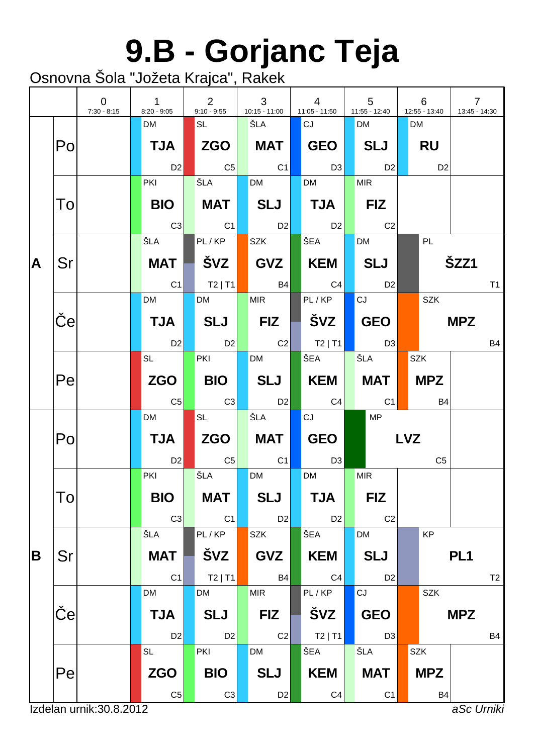# 9.B - Gorjanc Teja

Osnovna Šola "Jožeta Krajca", Rakek

| | | 0<br>7:30 - 8:15 | 1<br>8:20 - 9:05 | 2<br>9:10 - 9:55 | 3<br>10:15 - 11:00 | 4<br>11:05 - 11:50 | 5<br>11:55 - 12:40 | 6<br>12:55 - 13:40 | 7<br>13:45 - 14:30 |
|---|---|---|---|---|---|---|---|---|---|
| A | Po | | DM **TJA** D2 | SL **ZGO** C5 | ŠLA **MAT** C1 | CJ **GEO** D3 | DM **SLJ** D2 | DM **RU** D2 | |
| | To | | PKI **BIO** C3 | ŠLA **MAT** C1 | DM **SLJ** D2 | DM **TJA** D2 | MIR **FIZ** C2 | | |
| | Sr | | ŠLA **MAT** C1 | PL / KP **ŠVZ** T2 \| T1 | SZK **GVZ** B4 | ŠEA **KEM** C4 | DM **SLJ** D2 | PL **ŠZZ1** T1 | |
| | Če | | DM **TJA** D2 | DM **SLJ** D2 | MIR **FIZ** C2 | PL / KP **ŠVZ** T2 \| T1 | CJ **GEO** D3 | SZK **MPZ** B4 | |
| | Pe | | SL **ZGO** C5 | PKI **BIO** C3 | DM **SLJ** D2 | ŠEA **KEM** C4 | ŠLA **MAT** C1 | SZK **MPZ** B4 | |
| B | Po | | DM **TJA** D2 | SL **ZGO** C5 | ŠLA **MAT** C1 | CJ **GEO** D3 | MP **LVZ** C5 | | |
| | To | | PKI **BIO** C3 | ŠLA **MAT** C1 | DM **SLJ** D2 | DM **TJA** D2 | MIR **FIZ** C2 | | |
| | Sr | | ŠLA **MAT** C1 | PL / KP **ŠVZ** T2 \| T1 | SZK **GVZ** B4 | ŠEA **KEM** C4 | DM **SLJ** D2 | KP **PL1** T2 | |
| | Če | | DM **TJA** D2 | DM **SLJ** D2 | MIR **FIZ** C2 | PL / KP **ŠVZ** T2 \| T1 | CJ **GEO** D3 | SZK **MPZ** B4 | |
| | Pe | | SL **ZGO** C5 | PKI **BIO** C3 | DM **SLJ** D2 | ŠEA **KEM** C4 | ŠLA **MAT** C1 | SZK **MPZ** B4 | |

Izdelan urnik:30.8.2012

*aSc Urniki*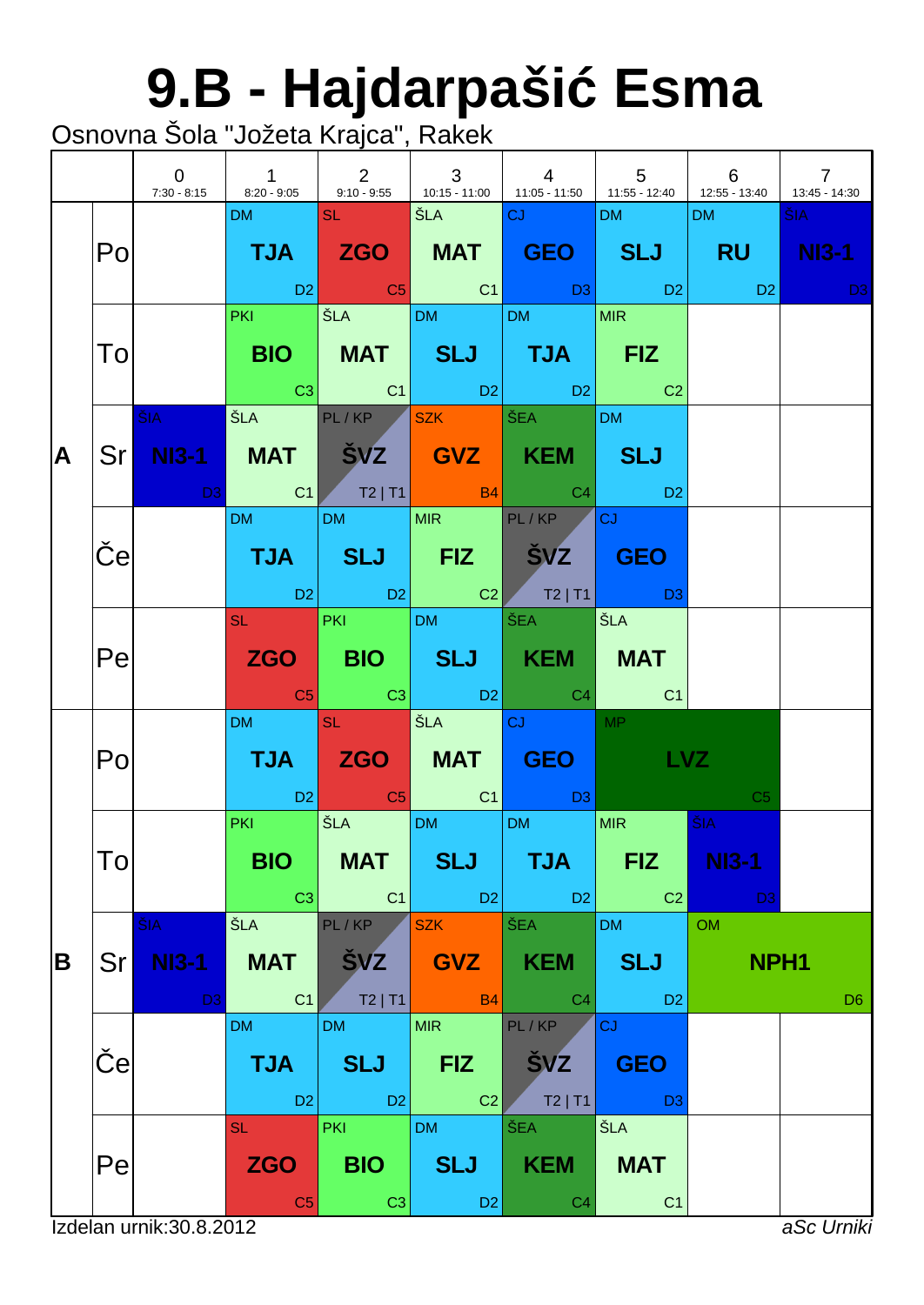# 9.B - Hajdarpašić Esma

Osnovna Šola "Jožeta Krajca", Rakek

| | | 0<br>7:30 - 8:15 | 1<br>8:20 - 9:05 | 2<br>9:10 - 9:55 | 3<br>10:15 - 11:00 | 4<br>11:05 - 11:50 | 5<br>11:55 - 12:40 | 6<br>12:55 - 13:40 | 7<br>13:45 - 14:30 |
|---|---|---|---|---|---|---|---|---|---|
| A | Po | | DM **TJA** D2 | SL **ZGO** C5 | ŠLA **MAT** C1 | CJ **GEO** D3 | DM **SLJ** D2 | DM **RU** D2 | ŠIA **NI3-1** D3 |
| | To | | PKI **BIO** C3 | ŠLA **MAT** C1 | DM **SLJ** D2 | DM **TJA** D2 | MIR **FIZ** C2 | | |
| | Sr | ŠIA **NI3-1** D3 | ŠLA **MAT** C1 | PL / KP **ŠVZ** T2 \| T1 | SZK **GVZ** B4 | ŠEA **KEM** C4 | DM **SLJ** D2 | | |
| | Če | | DM **TJA** D2 | DM **SLJ** D2 | MIR **FIZ** C2 | PL / KP **ŠVZ** T2 \| T1 | CJ **GEO** D3 | | |
| | Pe | | SL **ZGO** C5 | PKI **BIO** C3 | DM **SLJ** D2 | ŠEA **KEM** C4 | ŠLA **MAT** C1 | | |
| B | Po | | DM **TJA** D2 | SL **ZGO** C5 | ŠLA **MAT** C1 | CJ **GEO** D3 | MP **LVZ** C5 | | |
| | To | | PKI **BIO** C3 | ŠLA **MAT** C1 | DM **SLJ** D2 | DM **TJA** D2 | MIR **FIZ** C2 | ŠIA **NI3-1** D3 | |
| | Sr | ŠIA **NI3-1** D3 | ŠLA **MAT** C1 | PL / KP **ŠVZ** T2 \| T1 | SZK **GVZ** B4 | ŠEA **KEM** C4 | DM **SLJ** D2 | OM **NPH1** D6 | |
| | Če | | DM **TJA** D2 | DM **SLJ** D2 | MIR **FIZ** C2 | PL / KP **ŠVZ** T2 \| T1 | CJ **GEO** D3 | | |
| | Pe | | SL **ZGO** C5 | PKI **BIO** C3 | DM **SLJ** D2 | ŠEA **KEM** C4 | ŠLA **MAT** C1 | | |

Izdelan urnik:30.8.2012

*aSc Urniki*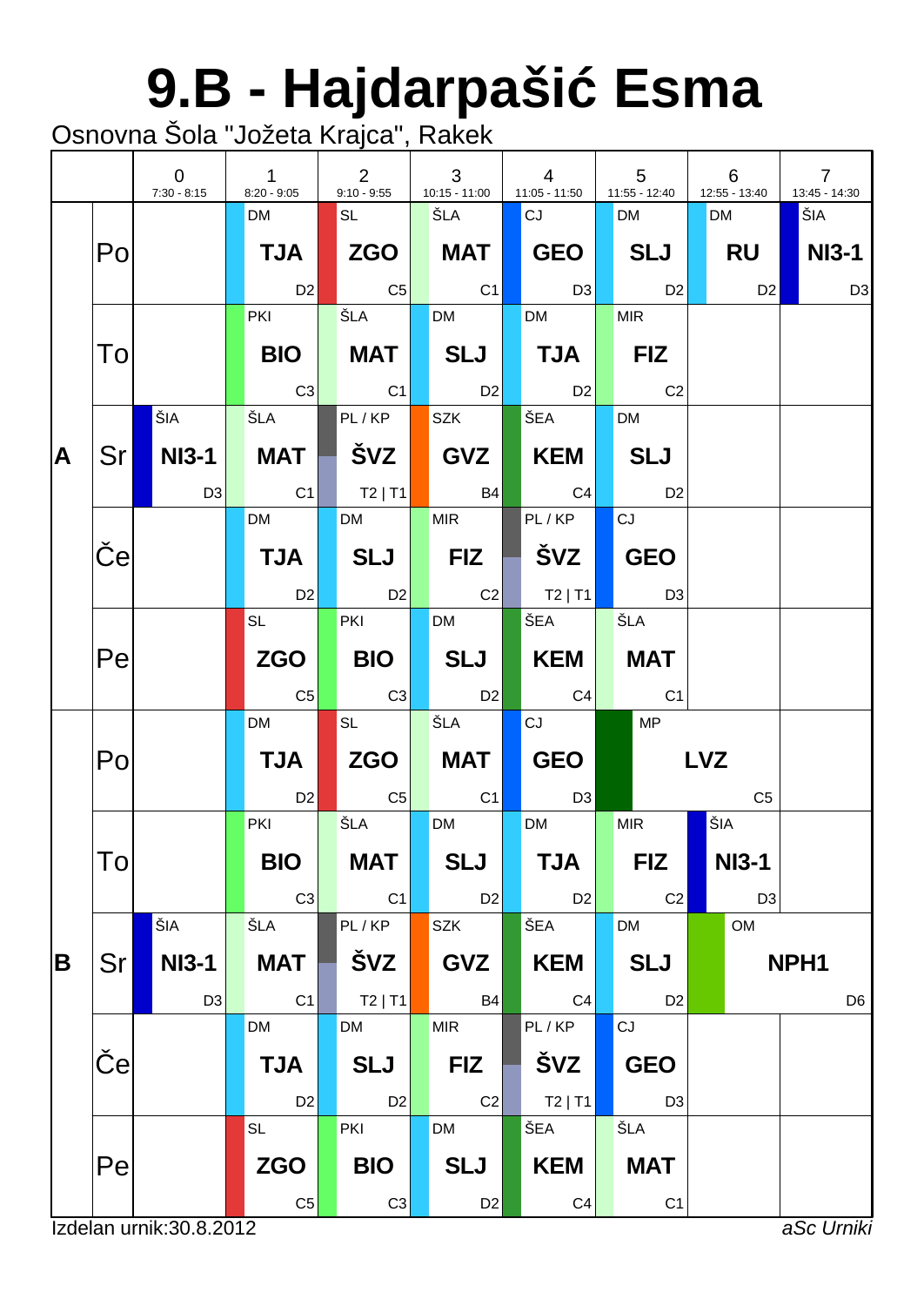# 9.B - Hajdarpašić Esma

Osnovna Šola "Jožeta Krajca", Rakek

| | | 0<br>7:30 - 8:15 | 1<br>8:20 - 9:05 | 2<br>9:10 - 9:55 | 3<br>10:15 - 11:00 | 4<br>11:05 - 11:50 | 5<br>11:55 - 12:40 | 6<br>12:55 - 13:40 | 7<br>13:45 - 14:30 |
|---|---|---|---|---|---|---|---|---|---|
| A | Po | | DM **TJA** D2 | SL **ZGO** C5 | ŠLA **MAT** C1 | CJ **GEO** D3 | DM **SLJ** D2 | DM **RU** D2 | ŠIA **NI3-1** D3 |
| | To | | PKI **BIO** C3 | ŠLA **MAT** C1 | DM **SLJ** D2 | DM **TJA** D2 | MIR **FIZ** C2 | | |
| | Sr | ŠIA **NI3-1** D3 | ŠLA **MAT** C1 | PL / KP **ŠVZ** T2 \| T1 | SZK **GVZ** B4 | ŠEA **KEM** C4 | DM **SLJ** D2 | | |
| | Če | | DM **TJA** D2 | DM **SLJ** D2 | MIR **FIZ** C2 | PL / KP **ŠVZ** T2 \| T1 | CJ **GEO** D3 | | |
| | Pe | | SL **ZGO** C5 | PKI **BIO** C3 | DM **SLJ** D2 | ŠEA **KEM** C4 | ŠLA **MAT** C1 | | |
| B | Po | | DM **TJA** D2 | SL **ZGO** C5 | ŠLA **MAT** C1 | CJ **GEO** D3 | MP **LVZ** C5 | | |
| | To | | PKI **BIO** C3 | ŠLA **MAT** C1 | DM **SLJ** D2 | DM **TJA** D2 | MIR **FIZ** C2 | ŠIA **NI3-1** D3 | |
| | Sr | ŠIA **NI3-1** D3 | ŠLA **MAT** C1 | PL / KP **ŠVZ** T2 \| T1 | SZK **GVZ** B4 | ŠEA **KEM** C4 | DM **SLJ** D2 | OM **NPH1** D6 | |
| | Če | | DM **TJA** D2 | DM **SLJ** D2 | MIR **FIZ** C2 | PL / KP **ŠVZ** T2 \| T1 | CJ **GEO** D3 | | |
| | Pe | | SL **ZGO** C5 | PKI **BIO** C3 | DM **SLJ** D2 | ŠEA **KEM** C4 | ŠLA **MAT** C1 | | |

Izdelan urnik:30.8.2012

*aSc Urniki*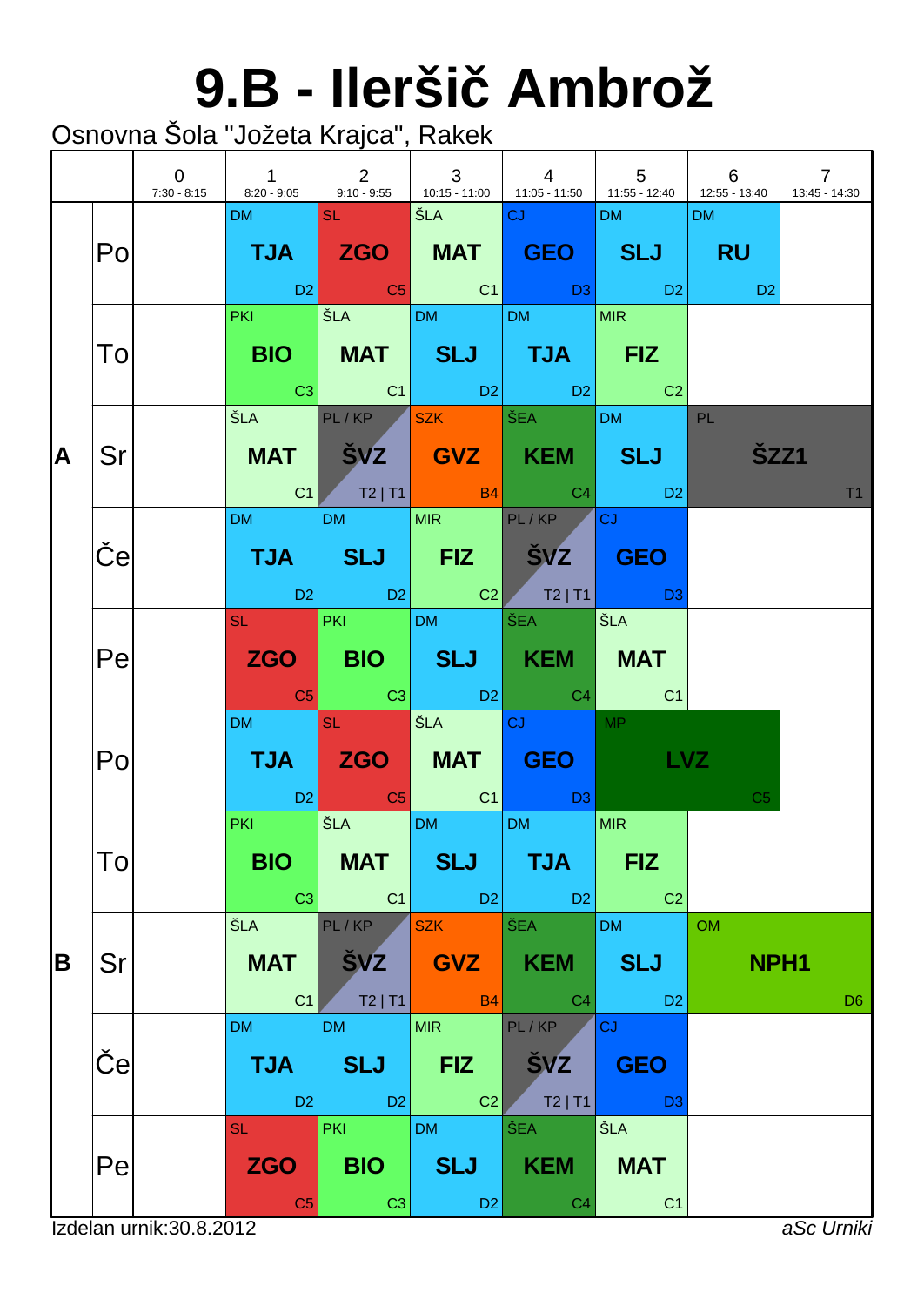# 9.B - Ileršič Ambrož

Osnovna Šola "Jožeta Krajca", Rakek

| | | 0<br>7:30 - 8:15 | 1<br>8:20 - 9:05 | 2<br>9:10 - 9:55 | 3<br>10:15 - 11:00 | 4<br>11:05 - 11:50 | 5<br>11:55 - 12:40 | 6<br>12:55 - 13:40 | 7<br>13:45 - 14:30 |
|---|---|---|---|---|---|---|---|---|---|
| A | Po | | DM **TJA** D2 | SL **ZGO** C5 | ŠLA **MAT** C1 | CJ **GEO** D3 | DM **SLJ** D2 | DM **RU** D2 | |
| | To | | PKI **BIO** C3 | ŠLA **MAT** C1 | DM **SLJ** D2 | DM **TJA** D2 | MIR **FIZ** C2 | | |
| | Sr | | ŠLA **MAT** C1 | PL / KP **ŠVZ** T2 \| T1 | SZK **GVZ** B4 | ŠEA **KEM** C4 | DM **SLJ** D2 | PL **ŠZZ1** T1 | |
| | Če | | DM **TJA** D2 | DM **SLJ** D2 | MIR **FIZ** C2 | PL / KP **ŠVZ** T2 \| T1 | CJ **GEO** D3 | | |
| | Pe | | SL **ZGO** C5 | PKI **BIO** C3 | DM **SLJ** D2 | ŠEA **KEM** C4 | ŠLA **MAT** C1 | | |
| B | Po | | DM **TJA** D2 | SL **ZGO** C5 | ŠLA **MAT** C1 | CJ **GEO** D3 | MP **LVZ** C5 | | |
| | To | | PKI **BIO** C3 | ŠLA **MAT** C1 | DM **SLJ** D2 | DM **TJA** D2 | MIR **FIZ** C2 | | |
| | Sr | | ŠLA **MAT** C1 | PL / KP **ŠVZ** T2 \| T1 | SZK **GVZ** B4 | ŠEA **KEM** C4 | DM **SLJ** D2 | OM **NPH1** D6 | |
| | Če | | DM **TJA** D2 | DM **SLJ** D2 | MIR **FIZ** C2 | PL / KP **ŠVZ** T2 \| T1 | CJ **GEO** D3 | | |
| | Pe | | SL **ZGO** C5 | PKI **BIO** C3 | DM **SLJ** D2 | ŠEA **KEM** C4 | ŠLA **MAT** C1 | | |

Izdelan urnik:30.8.2012

*aSc Urniki*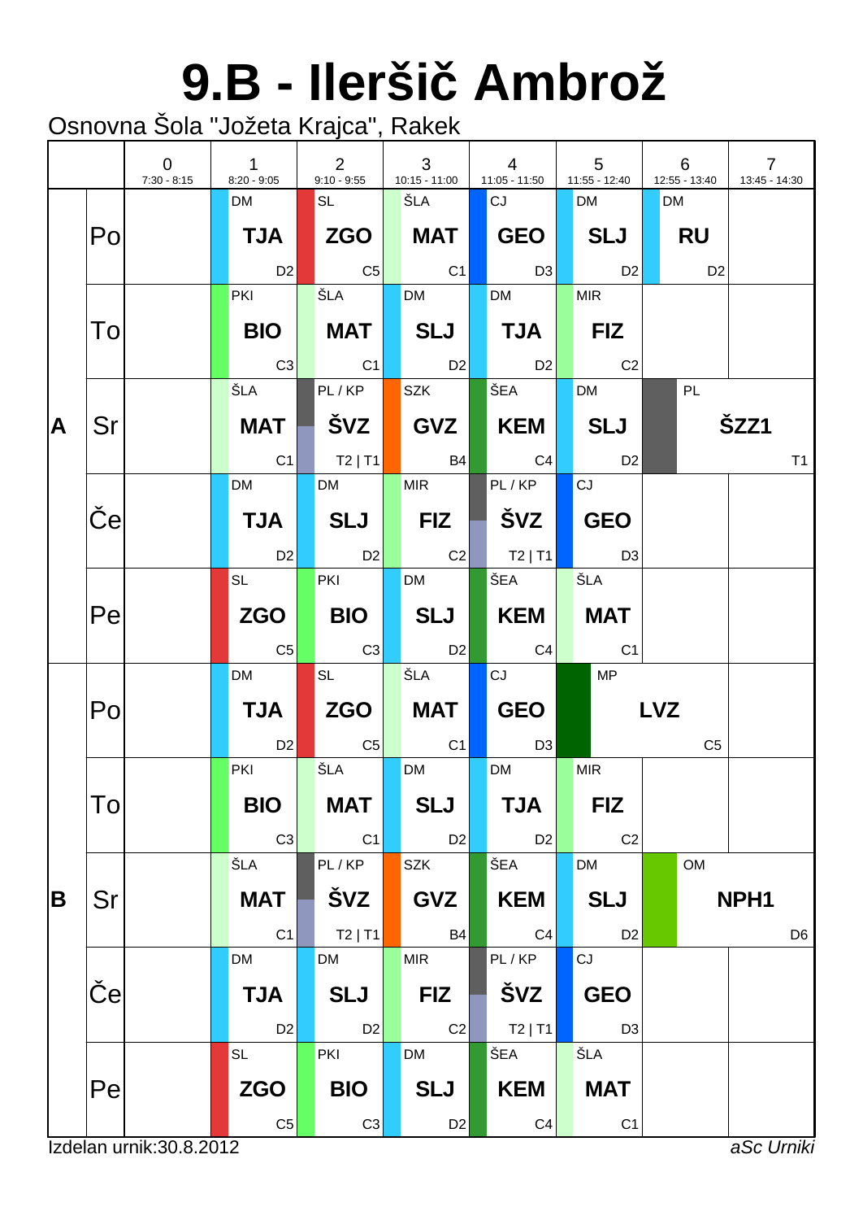# 9.B - Ileršič Ambrož

Osnovna Šola "Jožeta Krajca", Rakek

| | | 0<br>7:30 - 8:15 | 1<br>8:20 - 9:05 | 2<br>9:10 - 9:55 | 3<br>10:15 - 11:00 | 4<br>11:05 - 11:50 | 5<br>11:55 - 12:40 | 6<br>12:55 - 13:40 | 7<br>13:45 - 14:30 |
|---|---|---|---|---|---|---|---|---|---|
| A | Po | | DM **TJA** D2 | SL **ZGO** C5 | ŠLA **MAT** C1 | CJ **GEO** D3 | DM **SLJ** D2 | DM **RU** D2 | |
| | To | | PKI **BIO** C3 | ŠLA **MAT** C1 | DM **SLJ** D2 | DM **TJA** D2 | MIR **FIZ** C2 | | |
| | Sr | | ŠLA **MAT** C1 | PL / KP **ŠVZ** T2 \| T1 | SZK **GVZ** B4 | ŠEA **KEM** C4 | DM **SLJ** D2 | PL **ŠZZ1** T1 | |
| | Če | | DM **TJA** D2 | DM **SLJ** D2 | MIR **FIZ** C2 | PL / KP **ŠVZ** T2 \| T1 | CJ **GEO** D3 | | |
| | Pe | | SL **ZGO** C5 | PKI **BIO** C3 | DM **SLJ** D2 | ŠEA **KEM** C4 | ŠLA **MAT** C1 | | |
| B | Po | | DM **TJA** D2 | SL **ZGO** C5 | ŠLA **MAT** C1 | CJ **GEO** D3 | MP **LVZ** C5 | | |
| | To | | PKI **BIO** C3 | ŠLA **MAT** C1 | DM **SLJ** D2 | DM **TJA** D2 | MIR **FIZ** C2 | | |
| | Sr | | ŠLA **MAT** C1 | PL / KP **ŠVZ** T2 \| T1 | SZK **GVZ** B4 | ŠEA **KEM** C4 | DM **SLJ** D2 | OM **NPH1** D6 | |
| | Če | | DM **TJA** D2 | DM **SLJ** D2 | MIR **FIZ** C2 | PL / KP **ŠVZ** T2 \| T1 | CJ **GEO** D3 | | |
| | Pe | | SL **ZGO** C5 | PKI **BIO** C3 | DM **SLJ** D2 | ŠEA **KEM** C4 | ŠLA **MAT** C1 | | |

Izdelan urnik:30.8.2012 *aSc Urniki*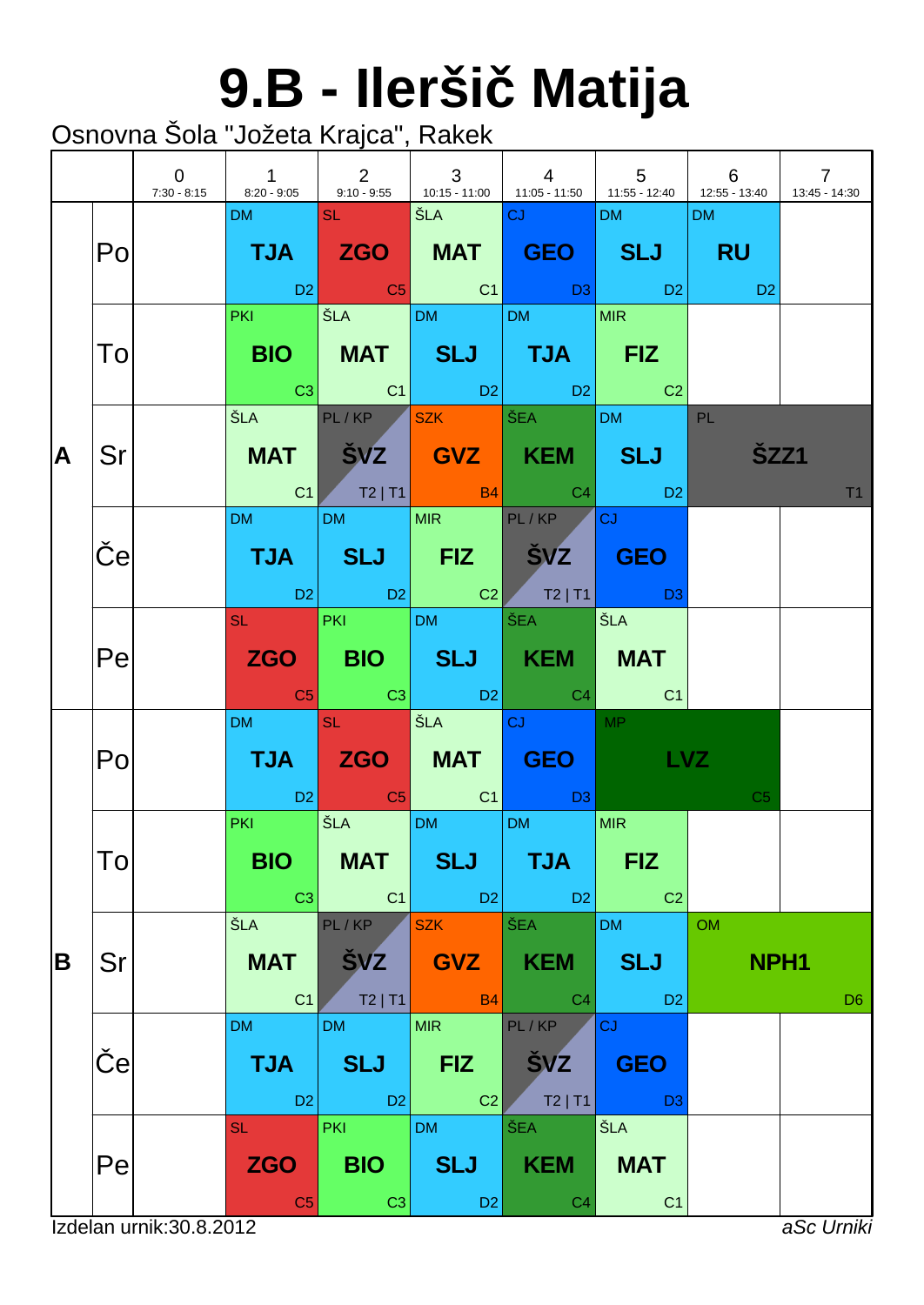# 9.B - Ileršič Matija

Osnovna Šola "Jožeta Krajca", Rakek

| | | 0 (7:30 - 8:15) | 1 (8:20 - 9:05) | 2 (9:10 - 9:55) | 3 (10:15 - 11:00) | 4 (11:05 - 11:50) | 5 (11:55 - 12:40) | 6 (12:55 - 13:40) | 7 (13:45 - 14:30) |
|---|---|---|---|---|---|---|---|---|---|
| A | Po | | DM **TJA** D2 | SL **ZGO** C5 | ŠLA **MAT** C1 | CJ **GEO** D3 | DM **SLJ** D2 | DM **RU** D2 | |
| | To | | PKI **BIO** C3 | ŠLA **MAT** C1 | DM **SLJ** D2 | DM **TJA** D2 | MIR **FIZ** C2 | | |
| | Sr | | ŠLA **MAT** C1 | PL / KP **ŠVZ** T2 \| T1 | SZK **GVZ** B4 | ŠEA **KEM** C4 | DM **SLJ** D2 | PL **ŠZZ1** T1 | |
| | Če | | DM **TJA** D2 | DM **SLJ** D2 | MIR **FIZ** C2 | PL / KP **ŠVZ** T2 \| T1 | CJ **GEO** D3 | | |
| | Pe | | SL **ZGO** C5 | PKI **BIO** C3 | DM **SLJ** D2 | ŠEA **KEM** C4 | ŠLA **MAT** C1 | | |
| B | Po | | DM **TJA** D2 | SL **ZGO** C5 | ŠLA **MAT** C1 | CJ **GEO** D3 | MP **LVZ** C5 | | |
| | To | | PKI **BIO** C3 | ŠLA **MAT** C1 | DM **SLJ** D2 | DM **TJA** D2 | MIR **FIZ** C2 | | |
| | Sr | | ŠLA **MAT** C1 | PL / KP **ŠVZ** T2 \| T1 | SZK **GVZ** B4 | ŠEA **KEM** C4 | DM **SLJ** D2 | OM **NPH1** D6 | |
| | Če | | DM **TJA** D2 | DM **SLJ** D2 | MIR **FIZ** C2 | PL / KP **ŠVZ** T2 \| T1 | CJ **GEO** D3 | | |
| | Pe | | SL **ZGO** C5 | PKI **BIO** C3 | DM **SLJ** D2 | ŠEA **KEM** C4 | ŠLA **MAT** C1 | | |

Izdelan urnik:30.8.2012

*aSc Urniki*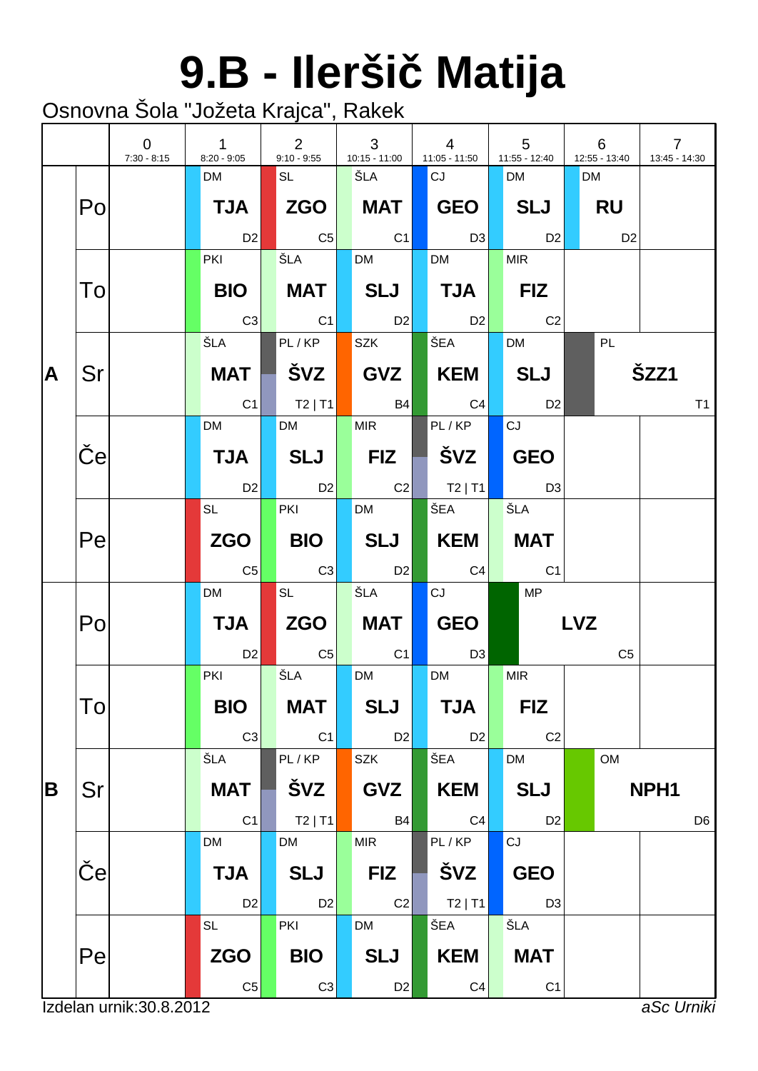# 9.B - Ileršič Matija

Osnovna Šola "Jožeta Krajca", Rakek

| | | 0<br>7:30 - 8:15 | 1<br>8:20 - 9:05 | 2<br>9:10 - 9:55 | 3<br>10:15 - 11:00 | 4<br>11:05 - 11:50 | 5<br>11:55 - 12:40 | 6<br>12:55 - 13:40 | 7<br>13:45 - 14:30 |
|---|---|---|---|---|---|---|---|---|---|
| A | Po | | DM **TJA** D2 | SL **ZGO** C5 | ŠLA **MAT** C1 | CJ **GEO** D3 | DM **SLJ** D2 | DM **RU** D2 | |
| | To | | PKI **BIO** C3 | ŠLA **MAT** C1 | DM **SLJ** D2 | DM **TJA** D2 | MIR **FIZ** C2 | | |
| | Sr | | ŠLA **MAT** C1 | PL / KP **ŠVZ** T2 \| T1 | SZK **GVZ** B4 | ŠEA **KEM** C4 | DM **SLJ** D2 | PL **ŠZZ1** T1 | |
| | Če | | DM **TJA** D2 | DM **SLJ** D2 | MIR **FIZ** C2 | PL / KP **ŠVZ** T2 \| T1 | CJ **GEO** D3 | | |
| | Pe | | SL **ZGO** C5 | PKI **BIO** C3 | DM **SLJ** D2 | ŠEA **KEM** C4 | ŠLA **MAT** C1 | | |
| B | Po | | DM **TJA** D2 | SL **ZGO** C5 | ŠLA **MAT** C1 | CJ **GEO** D3 | MP **LVZ** C5 | | |
| | To | | PKI **BIO** C3 | ŠLA **MAT** C1 | DM **SLJ** D2 | DM **TJA** D2 | MIR **FIZ** C2 | | |
| | Sr | | ŠLA **MAT** C1 | PL / KP **ŠVZ** T2 \| T1 | SZK **GVZ** B4 | ŠEA **KEM** C4 | DM **SLJ** D2 | OM **NPH1** D6 | |
| | Če | | DM **TJA** D2 | DM **SLJ** D2 | MIR **FIZ** C2 | PL / KP **ŠVZ** T2 \| T1 | CJ **GEO** D3 | | |
| | Pe | | SL **ZGO** C5 | PKI **BIO** C3 | DM **SLJ** D2 | ŠEA **KEM** C4 | ŠLA **MAT** C1 | | |

Izdelan urnik:30.8.2012 *aSc Urniki*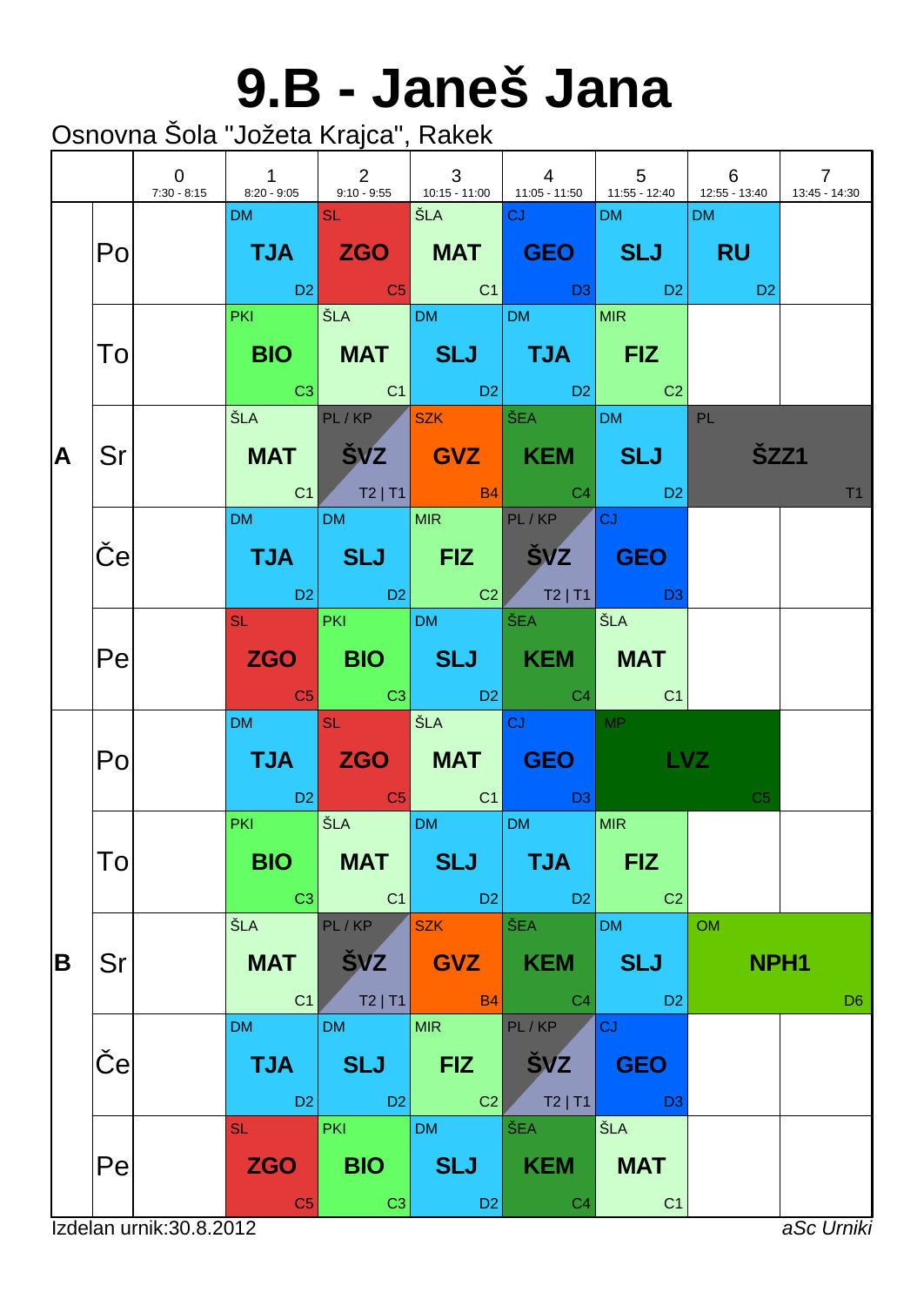# 9.B - Janeš Jana

Osnovna Šola "Jožeta Krajca", Rakek

| | | 0<br>7:30 - 8:15 | 1<br>8:20 - 9:05 | 2<br>9:10 - 9:55 | 3<br>10:15 - 11:00 | 4<br>11:05 - 11:50 | 5<br>11:55 - 12:40 | 6<br>12:55 - 13:40 | 7<br>13:45 - 14:30 |
|---|---|---|---|---|---|---|---|---|---|
| A | Po | | DM **TJA** D2 | SL **ZGO** C5 | ŠLA **MAT** C1 | CJ **GEO** D3 | DM **SLJ** D2 | DM **RU** D2 | |
| | To | | PKI **BIO** C3 | ŠLA **MAT** C1 | DM **SLJ** D2 | DM **TJA** D2 | MIR **FIZ** C2 | | |
| | Sr | | ŠLA **MAT** C1 | PL / KP **ŠVZ** T2 \| T1 | SZK **GVZ** B4 | ŠEA **KEM** C4 | DM **SLJ** D2 | PL **ŠZZ1** T1 | |
| | Če | | DM **TJA** D2 | DM **SLJ** D2 | MIR **FIZ** C2 | PL / KP **ŠVZ** T2 \| T1 | CJ **GEO** D3 | | |
| | Pe | | SL **ZGO** C5 | PKI **BIO** C3 | DM **SLJ** D2 | ŠEA **KEM** C4 | ŠLA **MAT** C1 | | |
| B | Po | | DM **TJA** D2 | SL **ZGO** C5 | ŠLA **MAT** C1 | CJ **GEO** D3 | MP **LVZ** C5 | | |
| | To | | PKI **BIO** C3 | ŠLA **MAT** C1 | DM **SLJ** D2 | DM **TJA** D2 | MIR **FIZ** C2 | | |
| | Sr | | ŠLA **MAT** C1 | PL / KP **ŠVZ** T2 \| T1 | SZK **GVZ** B4 | ŠEA **KEM** C4 | DM **SLJ** D2 | OM **NPH1** D6 | |
| | Če | | DM **TJA** D2 | DM **SLJ** D2 | MIR **FIZ** C2 | PL / KP **ŠVZ** T2 \| T1 | CJ **GEO** D3 | | |
| | Pe | | SL **ZGO** C5 | PKI **BIO** C3 | DM **SLJ** D2 | ŠEA **KEM** C4 | ŠLA **MAT** C1 | | |

Izdelan urnik:30.8.2012 *aSc Urniki*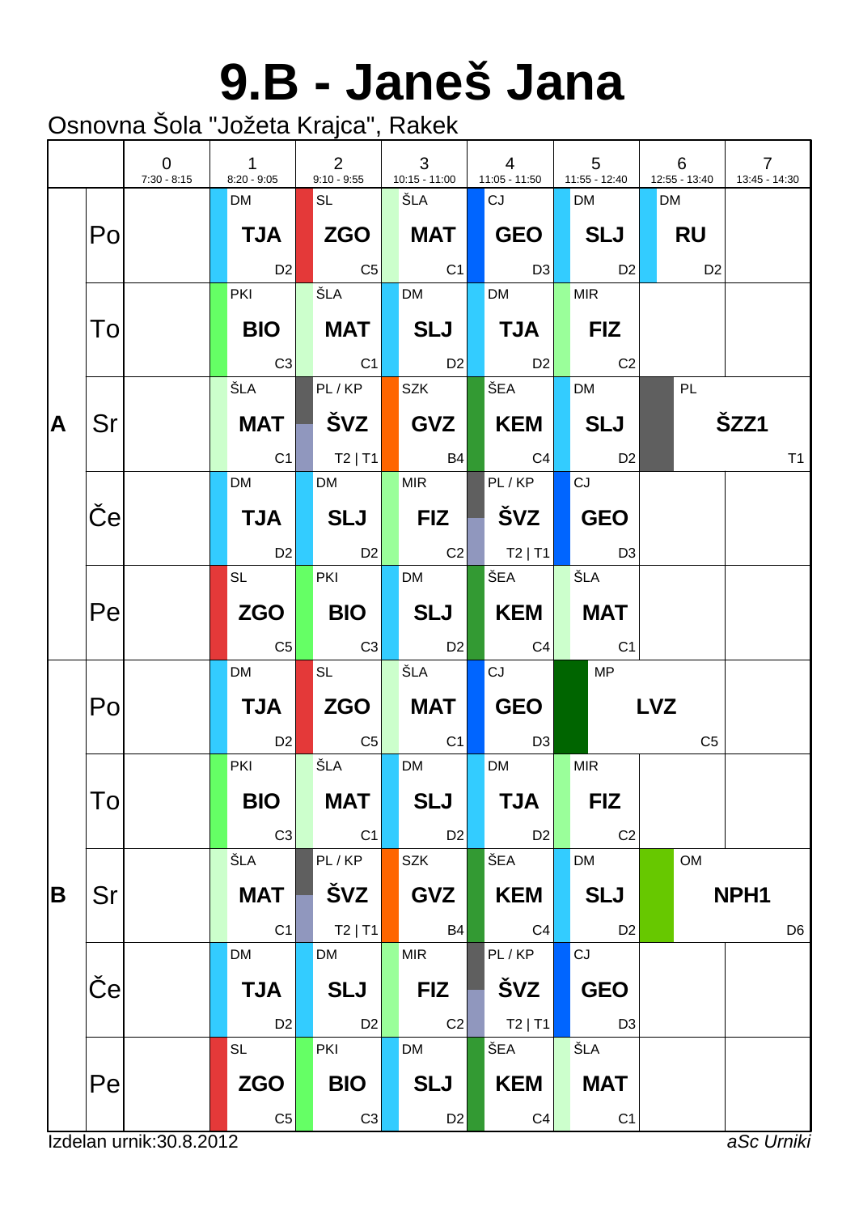# 9.B - Janeš Jana

Osnovna Šola "Jožeta Krajca", Rakek

| | | 0<br>7:30 - 8:15 | 1<br>8:20 - 9:05 | 2<br>9:10 - 9:55 | 3<br>10:15 - 11:00 | 4<br>11:05 - 11:50 | 5<br>11:55 - 12:40 | 6<br>12:55 - 13:40 | 7<br>13:45 - 14:30 |
|---|---|---|---|---|---|---|---|---|---|
| A | Po | | DM **TJA** D2 | SL **ZGO** C5 | ŠLA **MAT** C1 | CJ **GEO** D3 | DM **SLJ** D2 | DM **RU** D2 | |
| | To | | PKI **BIO** C3 | ŠLA **MAT** C1 | DM **SLJ** D2 | DM **TJA** D2 | MIR **FIZ** C2 | | |
| | Sr | | ŠLA **MAT** C1 | PL / KP **ŠVZ** T2 \| T1 | SZK **GVZ** B4 | ŠEA **KEM** C4 | DM **SLJ** D2 | PL **ŠZZ1** T1 | |
| | Če | | DM **TJA** D2 | DM **SLJ** D2 | MIR **FIZ** C2 | PL / KP **ŠVZ** T2 \| T1 | CJ **GEO** D3 | | |
| | Pe | | SL **ZGO** C5 | PKI **BIO** C3 | DM **SLJ** D2 | ŠEA **KEM** C4 | ŠLA **MAT** C1 | | |
| B | Po | | DM **TJA** D2 | SL **ZGO** C5 | ŠLA **MAT** C1 | CJ **GEO** D3 | MP **LVZ** C5 | | |
| | To | | PKI **BIO** C3 | ŠLA **MAT** C1 | DM **SLJ** D2 | DM **TJA** D2 | MIR **FIZ** C2 | | |
| | Sr | | ŠLA **MAT** C1 | PL / KP **ŠVZ** T2 \| T1 | SZK **GVZ** B4 | ŠEA **KEM** C4 | DM **SLJ** D2 | OM **NPH1** D6 | |
| | Če | | DM **TJA** D2 | DM **SLJ** D2 | MIR **FIZ** C2 | PL / KP **ŠVZ** T2 \| T1 | CJ **GEO** D3 | | |
| | Pe | | SL **ZGO** C5 | PKI **BIO** C3 | DM **SLJ** D2 | ŠEA **KEM** C4 | ŠLA **MAT** C1 | | |

Izdelan urnik:30.8.2012 *aSc Urniki*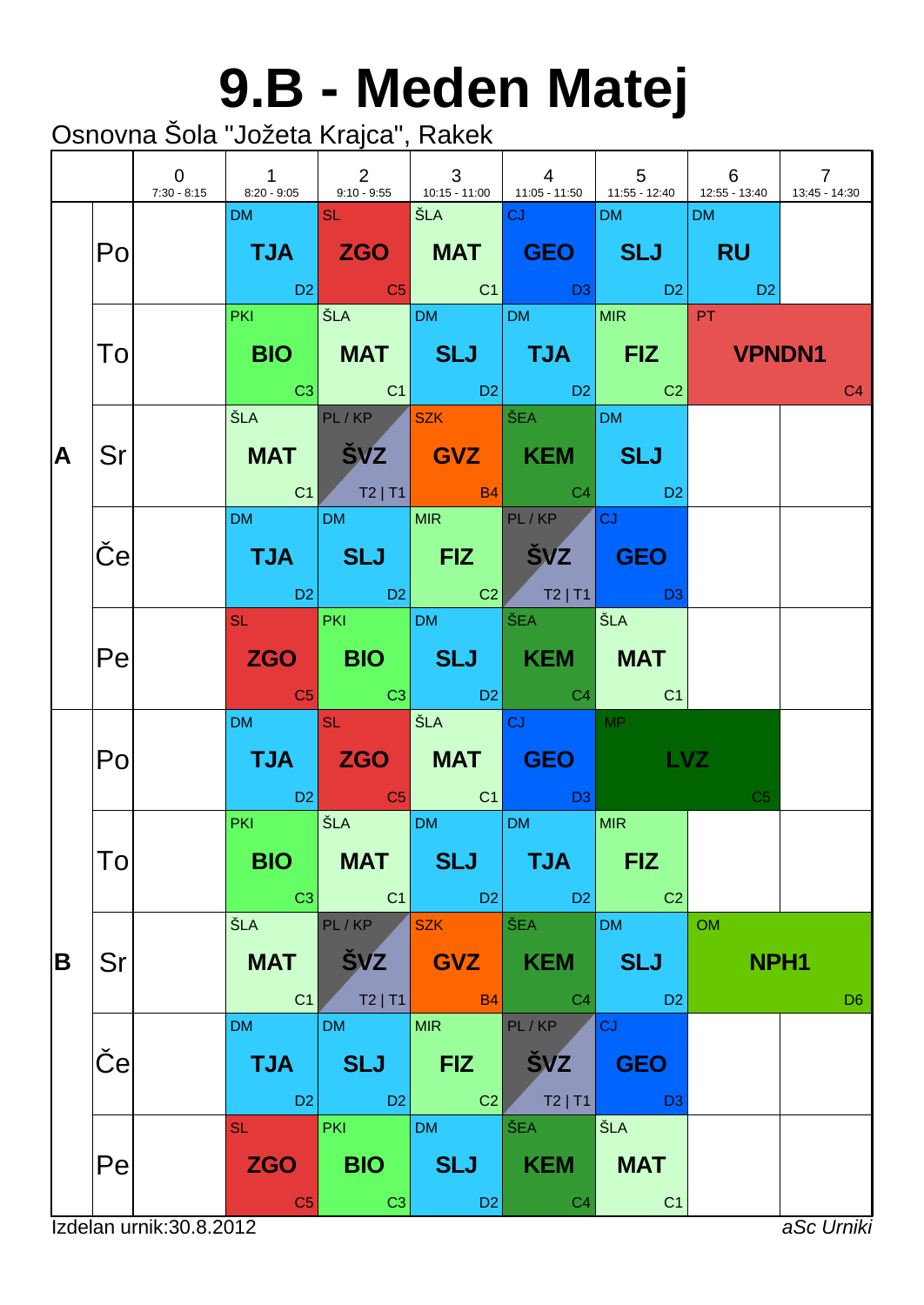# 9.B - Meden Matej

Osnovna Šola "Jožeta Krajca", Rakek

| | | 0<br>7:30 - 8:15 | 1<br>8:20 - 9:05 | 2<br>9:10 - 9:55 | 3<br>10:15 - 11:00 | 4<br>11:05 - 11:50 | 5<br>11:55 - 12:40 | 6<br>12:55 - 13:40 | 7<br>13:45 - 14:30 |
|---|---|---|---|---|---|---|---|---|---|
| A | Po | | DM **TJA** D2 | SL **ZGO** C5 | ŠLA **MAT** C1 | CJ **GEO** D3 | DM **SLJ** D2 | DM **RU** D2 | |
| | To | | PKI **BIO** C3 | ŠLA **MAT** C1 | DM **SLJ** D2 | DM **TJA** D2 | MIR **FIZ** C2 | PT **VPNDN1** C4 | |
| | Sr | | ŠLA **MAT** C1 | PL / KP **ŠVZ** T2 \| T1 | SZK **GVZ** B4 | ŠEA **KEM** C4 | DM **SLJ** D2 | | |
| | Če | | DM **TJA** D2 | DM **SLJ** D2 | MIR **FIZ** C2 | PL / KP **ŠVZ** T2 \| T1 | CJ **GEO** D3 | | |
| | Pe | | SL **ZGO** C5 | PKI **BIO** C3 | DM **SLJ** D2 | ŠEA **KEM** C4 | ŠLA **MAT** C1 | | |
| B | Po | | DM **TJA** D2 | SL **ZGO** C5 | ŠLA **MAT** C1 | CJ **GEO** D3 | MP **LVZ** C5 | | |
| | To | | PKI **BIO** C3 | ŠLA **MAT** C1 | DM **SLJ** D2 | DM **TJA** D2 | MIR **FIZ** C2 | | |
| | Sr | | ŠLA **MAT** C1 | PL / KP **ŠVZ** T2 \| T1 | SZK **GVZ** B4 | ŠEA **KEM** C4 | DM **SLJ** D2 | OM **NPH1** D6 | |
| | Če | | DM **TJA** D2 | DM **SLJ** D2 | MIR **FIZ** C2 | PL / KP **ŠVZ** T2 \| T1 | CJ **GEO** D3 | | |
| | Pe | | SL **ZGO** C5 | PKI **BIO** C3 | DM **SLJ** D2 | ŠEA **KEM** C4 | ŠLA **MAT** C1 | | |

Izdelan urnik:30.8.2012

*aSc Urniki*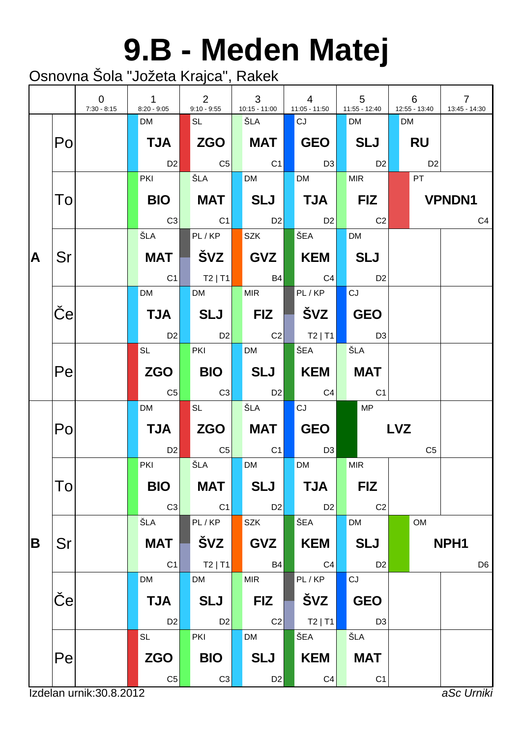# 9.B - Meden Matej

Osnovna Šola "Jožeta Krajca", Rakek

| | | 0<br>7:30 - 8:15 | 1<br>8:20 - 9:05 | 2<br>9:10 - 9:55 | 3<br>10:15 - 11:00 | 4<br>11:05 - 11:50 | 5<br>11:55 - 12:40 | 6<br>12:55 - 13:40 | 7<br>13:45 - 14:30 |
|---|---|---|---|---|---|---|---|---|---|
| A | Po | | DM **TJA** D2 | SL **ZGO** C5 | ŠLA **MAT** C1 | CJ **GEO** D3 | DM **SLJ** D2 | DM **RU** D2 | |
| | To | | PKI **BIO** C3 | ŠLA **MAT** C1 | DM **SLJ** D2 | DM **TJA** D2 | MIR **FIZ** C2 | PT **VPNDN1** C4 | |
| | Sr | | ŠLA **MAT** C1 | PL / KP **ŠVZ** T2 \| T1 | SZK **GVZ** B4 | ŠEA **KEM** C4 | DM **SLJ** D2 | | |
| | Če | | DM **TJA** D2 | DM **SLJ** D2 | MIR **FIZ** C2 | PL / KP **ŠVZ** T2 \| T1 | CJ **GEO** D3 | | |
| | Pe | | SL **ZGO** C5 | PKI **BIO** C3 | DM **SLJ** D2 | ŠEA **KEM** C4 | ŠLA **MAT** C1 | | |
| B | Po | | DM **TJA** D2 | SL **ZGO** C5 | ŠLA **MAT** C1 | CJ **GEO** D3 | MP **LVZ** C5 | | |
| | To | | PKI **BIO** C3 | ŠLA **MAT** C1 | DM **SLJ** D2 | DM **TJA** D2 | MIR **FIZ** C2 | | |
| | Sr | | ŠLA **MAT** C1 | PL / KP **ŠVZ** T2 \| T1 | SZK **GVZ** B4 | ŠEA **KEM** C4 | DM **SLJ** D2 | OM **NPH1** D6 | |
| | Če | | DM **TJA** D2 | DM **SLJ** D2 | MIR **FIZ** C2 | PL / KP **ŠVZ** T2 \| T1 | CJ **GEO** D3 | | |
| | Pe | | SL **ZGO** C5 | PKI **BIO** C3 | DM **SLJ** D2 | ŠEA **KEM** C4 | ŠLA **MAT** C1 | | |

Izdelan urnik:30.8.2012

*aSc Urniki*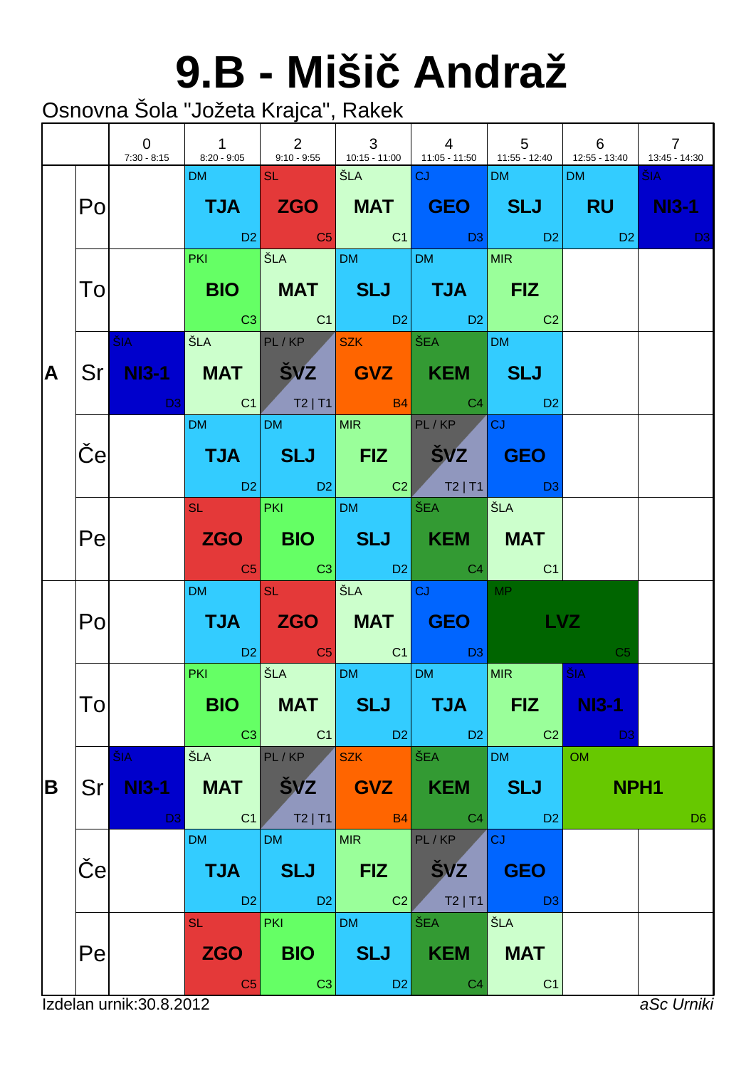# 9.B - Mišič Andraž

Osnovna Šola "Jožeta Krajca", Rakek

| | | 0<br>7:30 - 8:15 | 1<br>8:20 - 9:05 | 2<br>9:10 - 9:55 | 3<br>10:15 - 11:00 | 4<br>11:05 - 11:50 | 5<br>11:55 - 12:40 | 6<br>12:55 - 13:40 | 7<br>13:45 - 14:30 |
|---|---|---|---|---|---|---|---|---|---|
| A | Po | | DM **TJA** D2 | SL **ZGO** C5 | ŠLA **MAT** C1 | CJ **GEO** D3 | DM **SLJ** D2 | DM **RU** D2 | ŠIA **NI3-1** D3 |
| | To | | PKI **BIO** C3 | ŠLA **MAT** C1 | DM **SLJ** D2 | DM **TJA** D2 | MIR **FIZ** C2 | | |
| | Sr | ŠIA **NI3-1** D3 | ŠLA **MAT** C1 | PL / KP **ŠVZ** T2 \| T1 | SZK **GVZ** B4 | ŠEA **KEM** C4 | DM **SLJ** D2 | | |
| | Če | | DM **TJA** D2 | DM **SLJ** D2 | MIR **FIZ** C2 | PL / KP **ŠVZ** T2 \| T1 | CJ **GEO** D3 | | |
| | Pe | | SL **ZGO** C5 | PKI **BIO** C3 | DM **SLJ** D2 | ŠEA **KEM** C4 | ŠLA **MAT** C1 | | |
| B | Po | | DM **TJA** D2 | SL **ZGO** C5 | ŠLA **MAT** C1 | CJ **GEO** D3 | MP **LVZ** C5 | | |
| | To | | PKI **BIO** C3 | ŠLA **MAT** C1 | DM **SLJ** D2 | DM **TJA** D2 | MIR **FIZ** C2 | ŠIA **NI3-1** D3 | |
| | Sr | ŠIA **NI3-1** D3 | ŠLA **MAT** C1 | PL / KP **ŠVZ** T2 \| T1 | SZK **GVZ** B4 | ŠEA **KEM** C4 | DM **SLJ** D2 | OM **NPH1** D6 | |
| | Če | | DM **TJA** D2 | DM **SLJ** D2 | MIR **FIZ** C2 | PL / KP **ŠVZ** T2 \| T1 | CJ **GEO** D3 | | |
| | Pe | | SL **ZGO** C5 | PKI **BIO** C3 | DM **SLJ** D2 | ŠEA **KEM** C4 | ŠLA **MAT** C1 | | |

Izdelan urnik:30.8.2012

*aSc Urniki*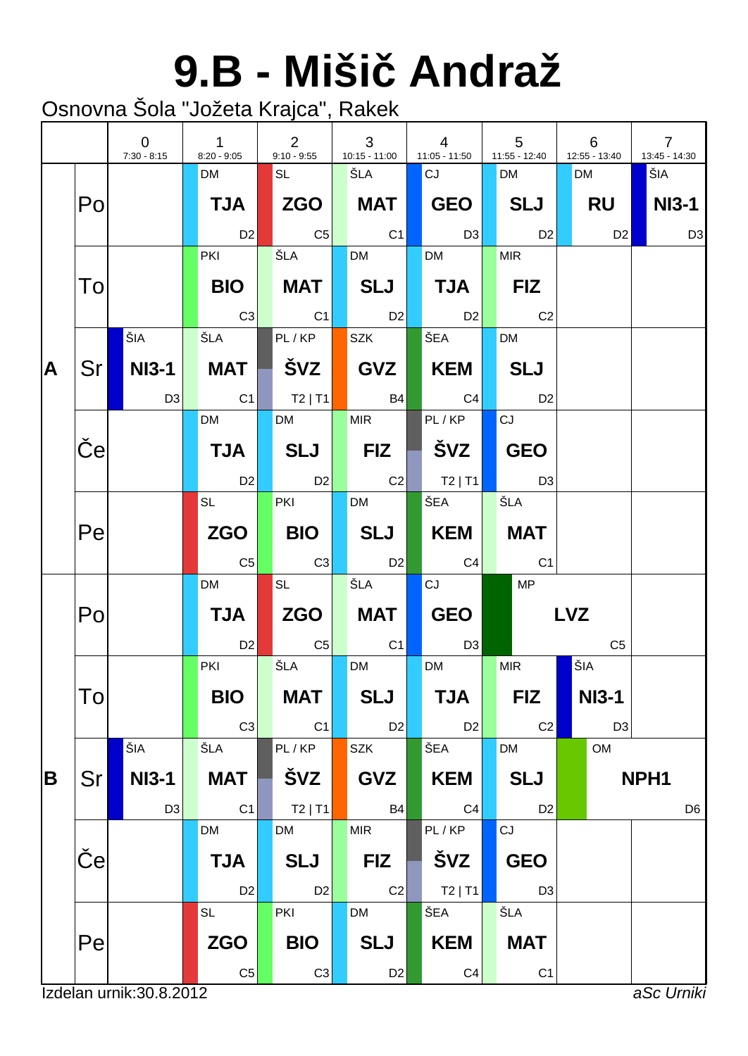# 9.B - Mišič Andraž

Osnovna Šola "Jožeta Krajca", Rakek

| | | 0<br>7:30 - 8:15 | 1<br>8:20 - 9:05 | 2<br>9:10 - 9:55 | 3<br>10:15 - 11:00 | 4<br>11:05 - 11:50 | 5<br>11:55 - 12:40 | 6<br>12:55 - 13:40 | 7<br>13:45 - 14:30 |
|---|---|---|---|---|---|---|---|---|---|
| A | Po | | DM **TJA** D2 | SL **ZGO** C5 | ŠLA **MAT** C1 | CJ **GEO** D3 | DM **SLJ** D2 | DM **RU** D2 | ŠIA **NI3-1** D3 |
| | To | | PKI **BIO** C3 | ŠLA **MAT** C1 | DM **SLJ** D2 | DM **TJA** D2 | MIR **FIZ** C2 | | |
| | Sr | ŠIA **NI3-1** D3 | ŠLA **MAT** C1 | PL / KP **ŠVZ** T2 \| T1 | SZK **GVZ** B4 | ŠEA **KEM** C4 | DM **SLJ** D2 | | |
| | Če | | DM **TJA** D2 | DM **SLJ** D2 | MIR **FIZ** C2 | PL / KP **ŠVZ** T2 \| T1 | CJ **GEO** D3 | | |
| | Pe | | SL **ZGO** C5 | PKI **BIO** C3 | DM **SLJ** D2 | ŠEA **KEM** C4 | ŠLA **MAT** C1 | | |
| B | Po | | DM **TJA** D2 | SL **ZGO** C5 | ŠLA **MAT** C1 | CJ **GEO** D3 | MP **LVZ** C5 | MP **LVZ** C5 | |
| | To | | PKI **BIO** C3 | ŠLA **MAT** C1 | DM **SLJ** D2 | DM **TJA** D2 | MIR **FIZ** C2 | ŠIA **NI3-1** D3 | |
| | Sr | ŠIA **NI3-1** D3 | ŠLA **MAT** C1 | PL / KP **ŠVZ** T2 \| T1 | SZK **GVZ** B4 | ŠEA **KEM** C4 | DM **SLJ** D2 | OM **NPH1** D6 | OM **NPH1** D6 |
| | Če | | DM **TJA** D2 | DM **SLJ** D2 | MIR **FIZ** C2 | PL / KP **ŠVZ** T2 \| T1 | CJ **GEO** D3 | | |
| | Pe | | SL **ZGO** C5 | PKI **BIO** C3 | DM **SLJ** D2 | ŠEA **KEM** C4 | ŠLA **MAT** C1 | | |

Izdelan urnik:30.8.2012 *aSc Urniki*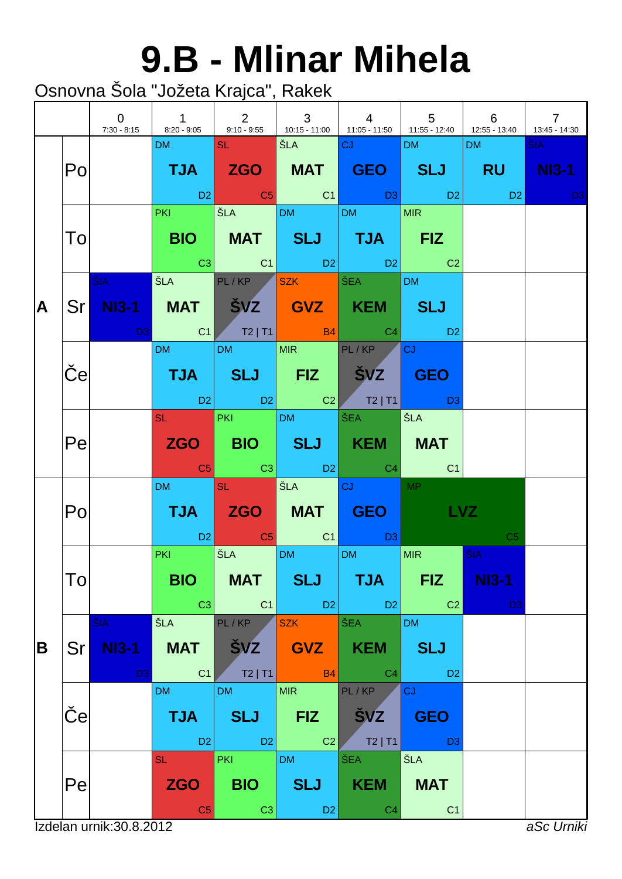# 9.B - Mlinar Mihela

Osnovna Šola "Jožeta Krajca", Rakek

| | | 0<br>7:30 - 8:15 | 1<br>8:20 - 9:05 | 2<br>9:10 - 9:55 | 3<br>10:15 - 11:00 | 4<br>11:05 - 11:50 | 5<br>11:55 - 12:40 | 6<br>12:55 - 13:40 | 7<br>13:45 - 14:30 |
|---|---|---|---|---|---|---|---|---|---|
| A | Po | | DM **TJA** D2 | SL **ZGO** C5 | ŠLA **MAT** C1 | CJ **GEO** D3 | DM **SLJ** D2 | DM **RU** D2 | ŠIA **NI3-1** D3 |
| | To | | PKI **BIO** C3 | ŠLA **MAT** C1 | DM **SLJ** D2 | DM **TJA** D2 | MIR **FIZ** C2 | | |
| | Sr | ŠIA **NI3-1** D3 | ŠLA **MAT** C1 | PL / KP **ŠVZ** T2 \| T1 | SZK **GVZ** B4 | ŠEA **KEM** C4 | DM **SLJ** D2 | | |
| | Če | | DM **TJA** D2 | DM **SLJ** D2 | MIR **FIZ** C2 | PL / KP **ŠVZ** T2 \| T1 | CJ **GEO** D3 | | |
| | Pe | | SL **ZGO** C5 | PKI **BIO** C3 | DM **SLJ** D2 | ŠEA **KEM** C4 | ŠLA **MAT** C1 | | |
| B | Po | | DM **TJA** D2 | SL **ZGO** C5 | ŠLA **MAT** C1 | CJ **GEO** D3 | MP **LVZ** C5 | | |
| | To | | PKI **BIO** C3 | ŠLA **MAT** C1 | DM **SLJ** D2 | DM **TJA** D2 | MIR **FIZ** C2 | ŠIA **NI3-1** D3 | |
| | Sr | ŠIA **NI3-1** D3 | ŠLA **MAT** C1 | PL / KP **ŠVZ** T2 \| T1 | SZK **GVZ** B4 | ŠEA **KEM** C4 | DM **SLJ** D2 | | |
| | Če | | DM **TJA** D2 | DM **SLJ** D2 | MIR **FIZ** C2 | PL / KP **ŠVZ** T2 \| T1 | CJ **GEO** D3 | | |
| | Pe | | SL **ZGO** C5 | PKI **BIO** C3 | DM **SLJ** D2 | ŠEA **KEM** C4 | ŠLA **MAT** C1 | | |

Izdelan urnik:30.8.2012

*aSc Urniki*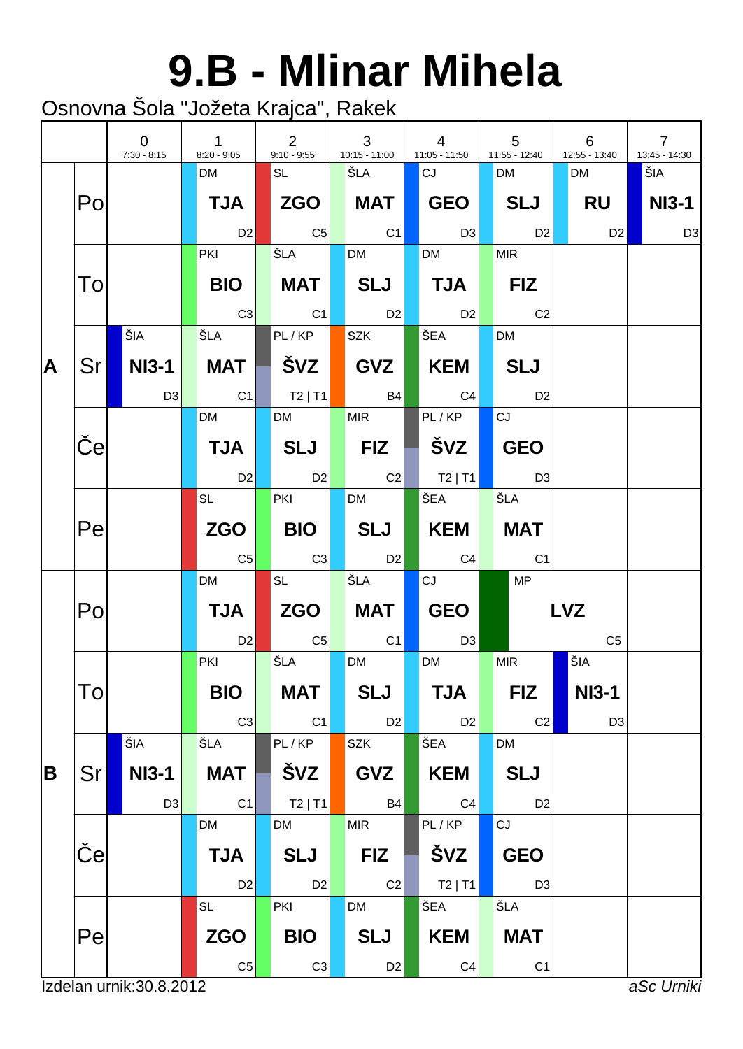# 9.B - Mlinar Mihela

Osnovna Šola "Jožeta Krajca", Rakek

| | | 0<br>7:30 - 8:15 | 1<br>8:20 - 9:05 | 2<br>9:10 - 9:55 | 3<br>10:15 - 11:00 | 4<br>11:05 - 11:50 | 5<br>11:55 - 12:40 | 6<br>12:55 - 13:40 | 7<br>13:45 - 14:30 |
|---|---|---|---|---|---|---|---|---|---|
| A | Po | | DM **TJA** D2 | SL **ZGO** C5 | ŠLA **MAT** C1 | CJ **GEO** D3 | DM **SLJ** D2 | DM **RU** D2 | ŠIA **NI3-1** D3 |
| | To | | PKI **BIO** C3 | ŠLA **MAT** C1 | DM **SLJ** D2 | DM **TJA** D2 | MIR **FIZ** C2 | | |
| | Sr | ŠIA **NI3-1** D3 | ŠLA **MAT** C1 | PL / KP **ŠVZ** T2 \| T1 | SZK **GVZ** B4 | ŠEA **KEM** C4 | DM **SLJ** D2 | | |
| | Če | | DM **TJA** D2 | DM **SLJ** D2 | MIR **FIZ** C2 | PL / KP **ŠVZ** T2 \| T1 | CJ **GEO** D3 | | |
| | Pe | | SL **ZGO** C5 | PKI **BIO** C3 | DM **SLJ** D2 | ŠEA **KEM** C4 | ŠLA **MAT** C1 | | |
| B | Po | | DM **TJA** D2 | SL **ZGO** C5 | ŠLA **MAT** C1 | CJ **GEO** D3 | MP **LVZ** C5 | | |
| | To | | PKI **BIO** C3 | ŠLA **MAT** C1 | DM **SLJ** D2 | DM **TJA** D2 | MIR **FIZ** C2 | ŠIA **NI3-1** D3 | |
| | Sr | ŠIA **NI3-1** D3 | ŠLA **MAT** C1 | PL / KP **ŠVZ** T2 \| T1 | SZK **GVZ** B4 | ŠEA **KEM** C4 | DM **SLJ** D2 | | |
| | Če | | DM **TJA** D2 | DM **SLJ** D2 | MIR **FIZ** C2 | PL / KP **ŠVZ** T2 \| T1 | CJ **GEO** D3 | | |
| | Pe | | SL **ZGO** C5 | PKI **BIO** C3 | DM **SLJ** D2 | ŠEA **KEM** C4 | ŠLA **MAT** C1 | | |

Izdelan urnik:30.8.2012 *aSc Urniki*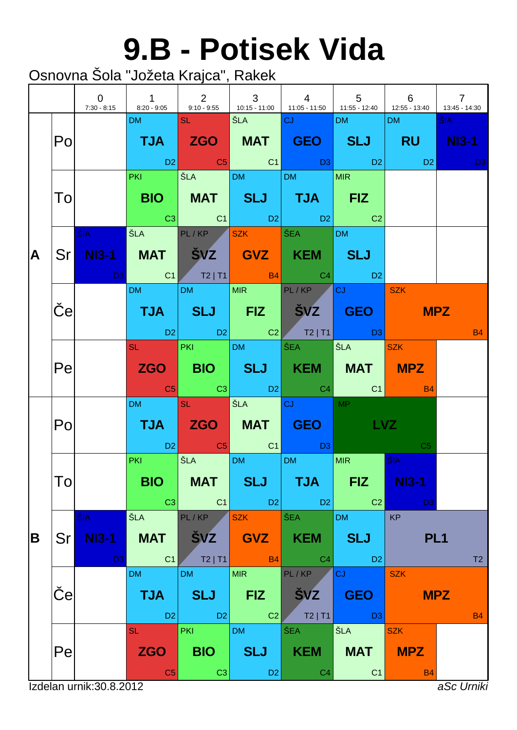# 9.B - Potisek Vida

Osnovna Šola "Jožeta Krajca", Rakek

| | | 0<br>7:30 - 8:15 | 1<br>8:20 - 9:05 | 2<br>9:10 - 9:55 | 3<br>10:15 - 11:00 | 4<br>11:05 - 11:50 | 5<br>11:55 - 12:40 | 6<br>12:55 - 13:40 | 7<br>13:45 - 14:30 |
|---|---|---|---|---|---|---|---|---|---|
| A | Po | | DM TJA D2 | SL ZGO C5 | ŠLA MAT C1 | CJ GEO D3 | DM SLJ D2 | DM RU D2 | ŠIA NI3-1 D3 |
| | To | | PKI BIO C3 | ŠLA MAT C1 | DM SLJ D2 | DM TJA D2 | MIR FIZ C2 | | |
| | Sr | ŠIA NI3-1 D3 | ŠLA MAT C1 | PL / KP ŠVZ T2 \| T1 | SZK GVZ B4 | ŠEA KEM C4 | DM SLJ D2 | | |
| | Če | | DM TJA D2 | DM SLJ D2 | MIR FIZ C2 | PL / KP ŠVZ T2 \| T1 | CJ GEO D3 | SZK MPZ B4 | |
| | Pe | | SL ZGO C5 | PKI BIO C3 | DM SLJ D2 | ŠEA KEM C4 | ŠLA MAT C1 | SZK MPZ B4 | |
| B | Po | | DM TJA D2 | SL ZGO C5 | ŠLA MAT C1 | CJ GEO D3 | MP LVZ C5 | | |
| | To | | PKI BIO C3 | ŠLA MAT C1 | DM SLJ D2 | DM TJA D2 | MIR FIZ C2 | ŠIA NI3-1 D3 | |
| | Sr | ŠIA NI3-1 D3 | ŠLA MAT C1 | PL / KP ŠVZ T2 \| T1 | SZK GVZ B4 | ŠEA KEM C4 | DM SLJ D2 | KP PL1 T2 | |
| | Če | | DM TJA D2 | DM SLJ D2 | MIR FIZ C2 | PL / KP ŠVZ T2 \| T1 | CJ GEO D3 | SZK MPZ B4 | |
| | Pe | | SL ZGO C5 | PKI BIO C3 | DM SLJ D2 | ŠEA KEM C4 | ŠLA MAT C1 | SZK MPZ B4 | |

Izdelan urnik:30.8.2012 *aSc Urniki*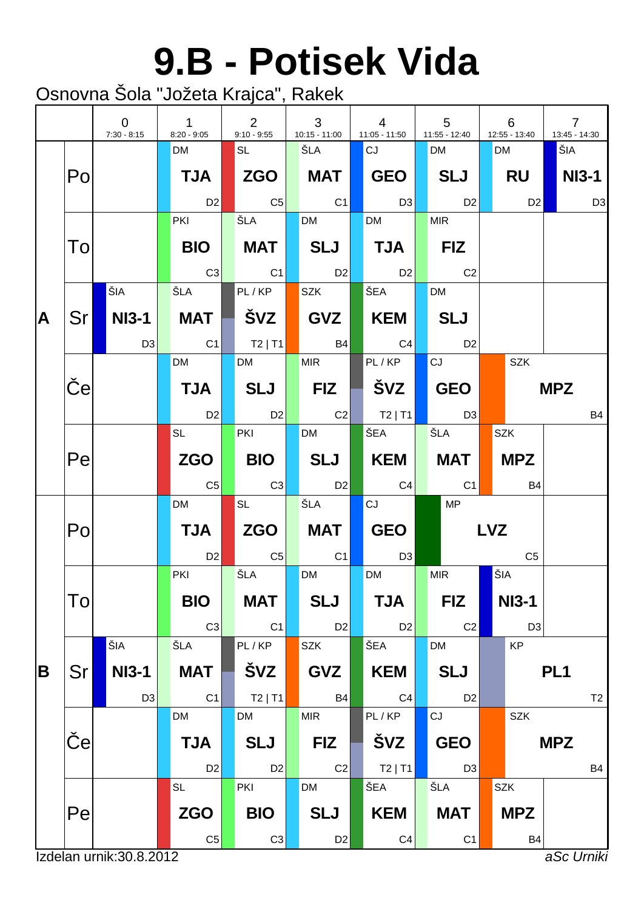# 9.B - Potisek Vida

Osnovna Šola "Jožeta Krajca", Rakek

| | | 0<br>7:30 - 8:15 | 1<br>8:20 - 9:05 | 2<br>9:10 - 9:55 | 3<br>10:15 - 11:00 | 4<br>11:05 - 11:50 | 5<br>11:55 - 12:40 | 6<br>12:55 - 13:40 | 7<br>13:45 - 14:30 |
|---|---|---|---|---|---|---|---|---|---|
| A | Po | | DM **TJA** D2 | SL **ZGO** C5 | ŠLA **MAT** C1 | CJ **GEO** D3 | DM **SLJ** D2 | DM **RU** D2 | ŠIA **NI3-1** D3 |
| | To | | PKI **BIO** C3 | ŠLA **MAT** C1 | DM **SLJ** D2 | DM **TJA** D2 | MIR **FIZ** C2 | | |
| | Sr | ŠIA **NI3-1** D3 | ŠLA **MAT** C1 | PL / KP **ŠVZ** T2 \| T1 | SZK **GVZ** B4 | ŠEA **KEM** C4 | DM **SLJ** D2 | | |
| | Če | | DM **TJA** D2 | DM **SLJ** D2 | MIR **FIZ** C2 | PL / KP **ŠVZ** T2 \| T1 | CJ **GEO** D3 | SZK **MPZ** B4 | |
| | Pe | | SL **ZGO** C5 | PKI **BIO** C3 | DM **SLJ** D2 | ŠEA **KEM** C4 | ŠLA **MAT** C1 | SZK **MPZ** B4 | |
| B | Po | | DM **TJA** D2 | SL **ZGO** C5 | ŠLA **MAT** C1 | CJ **GEO** D3 | MP **LVZ** C5 | | |
| | To | | PKI **BIO** C3 | ŠLA **MAT** C1 | DM **SLJ** D2 | DM **TJA** D2 | MIR **FIZ** C2 | ŠIA **NI3-1** D3 | |
| | Sr | ŠIA **NI3-1** D3 | ŠLA **MAT** C1 | PL / KP **ŠVZ** T2 \| T1 | SZK **GVZ** B4 | ŠEA **KEM** C4 | DM **SLJ** D2 | KP **PL1** T2 | |
| | Če | | DM **TJA** D2 | DM **SLJ** D2 | MIR **FIZ** C2 | PL / KP **ŠVZ** T2 \| T1 | CJ **GEO** D3 | SZK **MPZ** B4 | |
| | Pe | | SL **ZGO** C5 | PKI **BIO** C3 | DM **SLJ** D2 | ŠEA **KEM** C4 | ŠLA **MAT** C1 | SZK **MPZ** B4 | |

Izdelan urnik:30.8.2012

*aSc Urniki*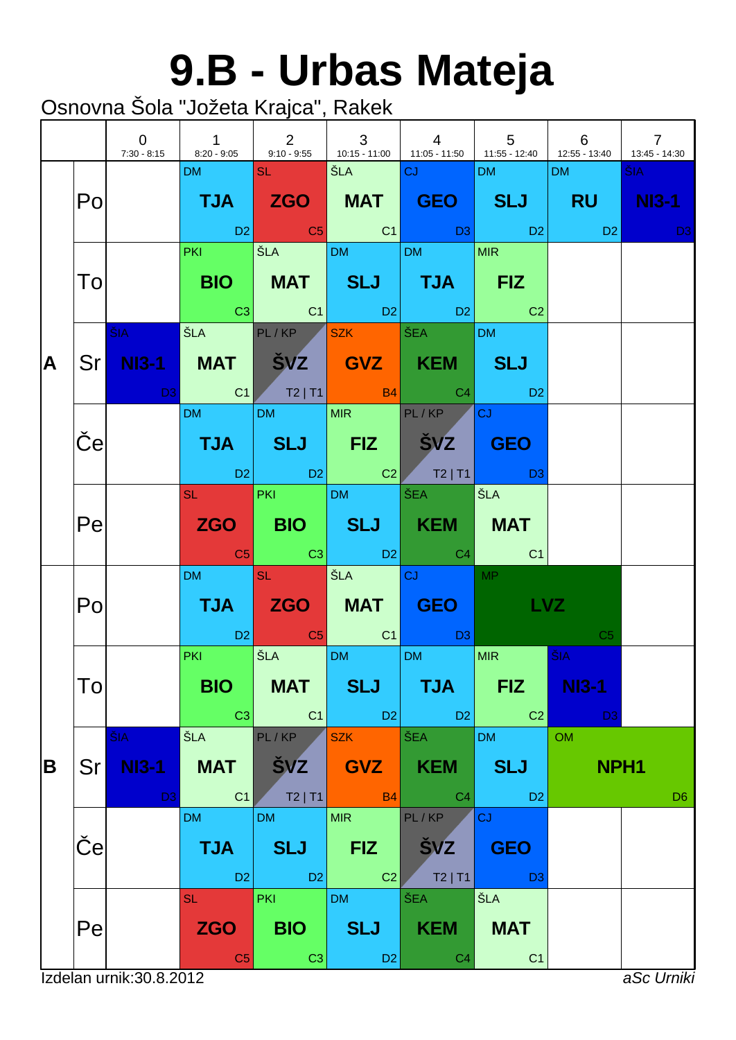# 9.B - Urbas Mateja

Osnovna Šola "Jožeta Krajca", Rakek

| | | 0<br>7:30 - 8:15 | 1<br>8:20 - 9:05 | 2<br>9:10 - 9:55 | 3<br>10:15 - 11:00 | 4<br>11:05 - 11:50 | 5<br>11:55 - 12:40 | 6<br>12:55 - 13:40 | 7<br>13:45 - 14:30 |
|---|---|---|---|---|---|---|---|---|---|
| A | Po | | DM TJA D2 | SL ZGO C5 | ŠLA MAT C1 | CJ GEO D3 | DM SLJ D2 | DM RU D2 | ŠIA NI3-1 D3 |
| | To | | PKI BIO C3 | ŠLA MAT C1 | DM SLJ D2 | DM TJA D2 | MIR FIZ C2 | | |
| | Sr | ŠIA NI3-1 D3 | ŠLA MAT C1 | PL / KP ŠVZ T2 \| T1 | SZK GVZ B4 | ŠEA KEM C4 | DM SLJ D2 | | |
| | Če | | DM TJA D2 | DM SLJ D2 | MIR FIZ C2 | PL / KP ŠVZ T2 \| T1 | CJ GEO D3 | | |
| | Pe | | SL ZGO C5 | PKI BIO C3 | DM SLJ D2 | ŠEA KEM C4 | ŠLA MAT C1 | | |
| B | Po | | DM TJA D2 | SL ZGO C5 | ŠLA MAT C1 | CJ GEO D3 | MP LVZ C5 | | |
| | To | | PKI BIO C3 | ŠLA MAT C1 | DM SLJ D2 | DM TJA D2 | MIR FIZ C2 | ŠIA NI3-1 D3 | |
| | Sr | ŠIA NI3-1 D3 | ŠLA MAT C1 | PL / KP ŠVZ T2 \| T1 | SZK GVZ B4 | ŠEA KEM C4 | DM SLJ D2 | OM NPH1 D6 | |
| | Če | | DM TJA D2 | DM SLJ D2 | MIR FIZ C2 | PL / KP ŠVZ T2 \| T1 | CJ GEO D3 | | |
| | Pe | | SL ZGO C5 | PKI BIO C3 | DM SLJ D2 | ŠEA KEM C4 | ŠLA MAT C1 | | |

Izdelan urnik:30.8.2012 *aSc Urniki*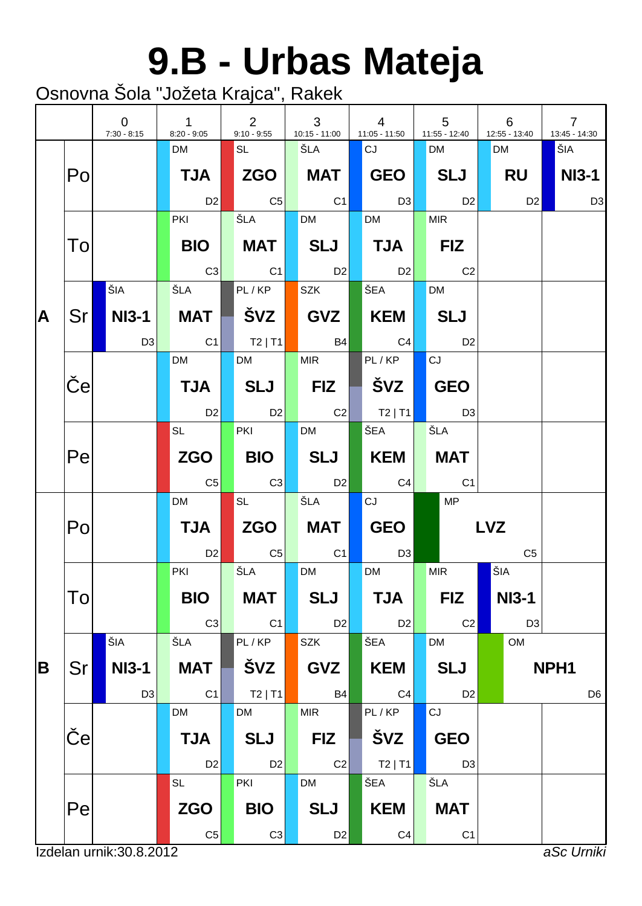# 9.B - Urbas Mateja

Osnovna Šola "Jožeta Krajca", Rakek

| | | 0<br>7:30 - 8:15 | 1<br>8:20 - 9:05 | 2<br>9:10 - 9:55 | 3<br>10:15 - 11:00 | 4<br>11:05 - 11:50 | 5<br>11:55 - 12:40 | 6<br>12:55 - 13:40 | 7<br>13:45 - 14:30 |
|---|---|---|---|---|---|---|---|---|---|
| A | Po | | DM **TJA** D2 | SL **ZGO** C5 | ŠLA **MAT** C1 | CJ **GEO** D3 | DM **SLJ** D2 | DM **RU** D2 | ŠIA **NI3-1** D3 |
| | To | | PKI **BIO** C3 | ŠLA **MAT** C1 | DM **SLJ** D2 | DM **TJA** D2 | MIR **FIZ** C2 | | |
| | Sr | ŠIA **NI3-1** D3 | ŠLA **MAT** C1 | PL / KP **ŠVZ** T2 \| T1 | SZK **GVZ** B4 | ŠEA **KEM** C4 | DM **SLJ** D2 | | |
| | Če | | DM **TJA** D2 | DM **SLJ** D2 | MIR **FIZ** C2 | PL / KP **ŠVZ** T2 \| T1 | CJ **GEO** D3 | | |
| | Pe | | SL **ZGO** C5 | PKI **BIO** C3 | DM **SLJ** D2 | ŠEA **KEM** C4 | ŠLA **MAT** C1 | | |
| B | Po | | DM **TJA** D2 | SL **ZGO** C5 | ŠLA **MAT** C1 | CJ **GEO** D3 | MP **LVZ** C5 | MP **LVZ** C5 | |
| | To | | PKI **BIO** C3 | ŠLA **MAT** C1 | DM **SLJ** D2 | DM **TJA** D2 | MIR **FIZ** C2 | ŠIA **NI3-1** D3 | |
| | Sr | ŠIA **NI3-1** D3 | ŠLA **MAT** C1 | PL / KP **ŠVZ** T2 \| T1 | SZK **GVZ** B4 | ŠEA **KEM** C4 | DM **SLJ** D2 | OM **NPH1** D6 | OM **NPH1** D6 |
| | Če | | DM **TJA** D2 | DM **SLJ** D2 | MIR **FIZ** C2 | PL / KP **ŠVZ** T2 \| T1 | CJ **GEO** D3 | | |
| | Pe | | SL **ZGO** C5 | PKI **BIO** C3 | DM **SLJ** D2 | ŠEA **KEM** C4 | ŠLA **MAT** C1 | | |

Izdelan urnik:30.8.2012 *aSc Urniki*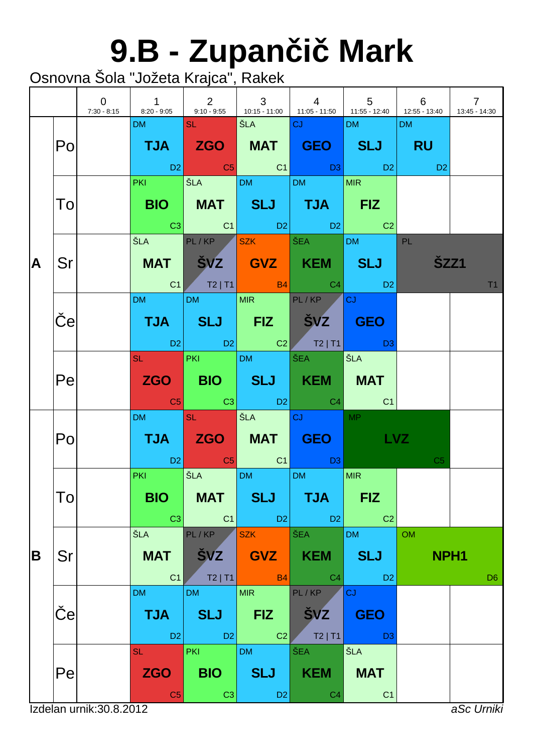# 9.B - Zupančič Mark

Osnovna Šola "Jožeta Krajca", Rakek

| | | 0<br>7:30 - 8:15 | 1<br>8:20 - 9:05 | 2<br>9:10 - 9:55 | 3<br>10:15 - 11:00 | 4<br>11:05 - 11:50 | 5<br>11:55 - 12:40 | 6<br>12:55 - 13:40 | 7<br>13:45 - 14:30 |
|---|---|---|---|---|---|---|---|---|---|
| A | Po | | DM **TJA** D2 | SL **ZGO** C5 | ŠLA **MAT** C1 | CJ **GEO** D3 | DM **SLJ** D2 | DM **RU** D2 | |
| | To | | PKI **BIO** C3 | ŠLA **MAT** C1 | DM **SLJ** D2 | DM **TJA** D2 | MIR **FIZ** C2 | | |
| | Sr | | ŠLA **MAT** C1 | PL / KP **ŠVZ** T2 \| T1 | SZK **GVZ** B4 | ŠEA **KEM** C4 | DM **SLJ** D2 | PL **ŠZZ1** T1 | |
| | Če | | DM **TJA** D2 | DM **SLJ** D2 | MIR **FIZ** C2 | PL / KP **ŠVZ** T2 \| T1 | CJ **GEO** D3 | | |
| | Pe | | SL **ZGO** C5 | PKI **BIO** C3 | DM **SLJ** D2 | ŠEA **KEM** C4 | ŠLA **MAT** C1 | | |
| B | Po | | DM **TJA** D2 | SL **ZGO** C5 | ŠLA **MAT** C1 | CJ **GEO** D3 | MP **LVZ** C5 | | |
| | To | | PKI **BIO** C3 | ŠLA **MAT** C1 | DM **SLJ** D2 | DM **TJA** D2 | MIR **FIZ** C2 | | |
| | Sr | | ŠLA **MAT** C1 | PL / KP **ŠVZ** T2 \| T1 | SZK **GVZ** B4 | ŠEA **KEM** C4 | DM **SLJ** D2 | OM **NPH1** D6 | |
| | Če | | DM **TJA** D2 | DM **SLJ** D2 | MIR **FIZ** C2 | PL / KP **ŠVZ** T2 \| T1 | CJ **GEO** D3 | | |
| | Pe | | SL **ZGO** C5 | PKI **BIO** C3 | DM **SLJ** D2 | ŠEA **KEM** C4 | ŠLA **MAT** C1 | | |

Izdelan urnik:30.8.2012

*aSc Urniki*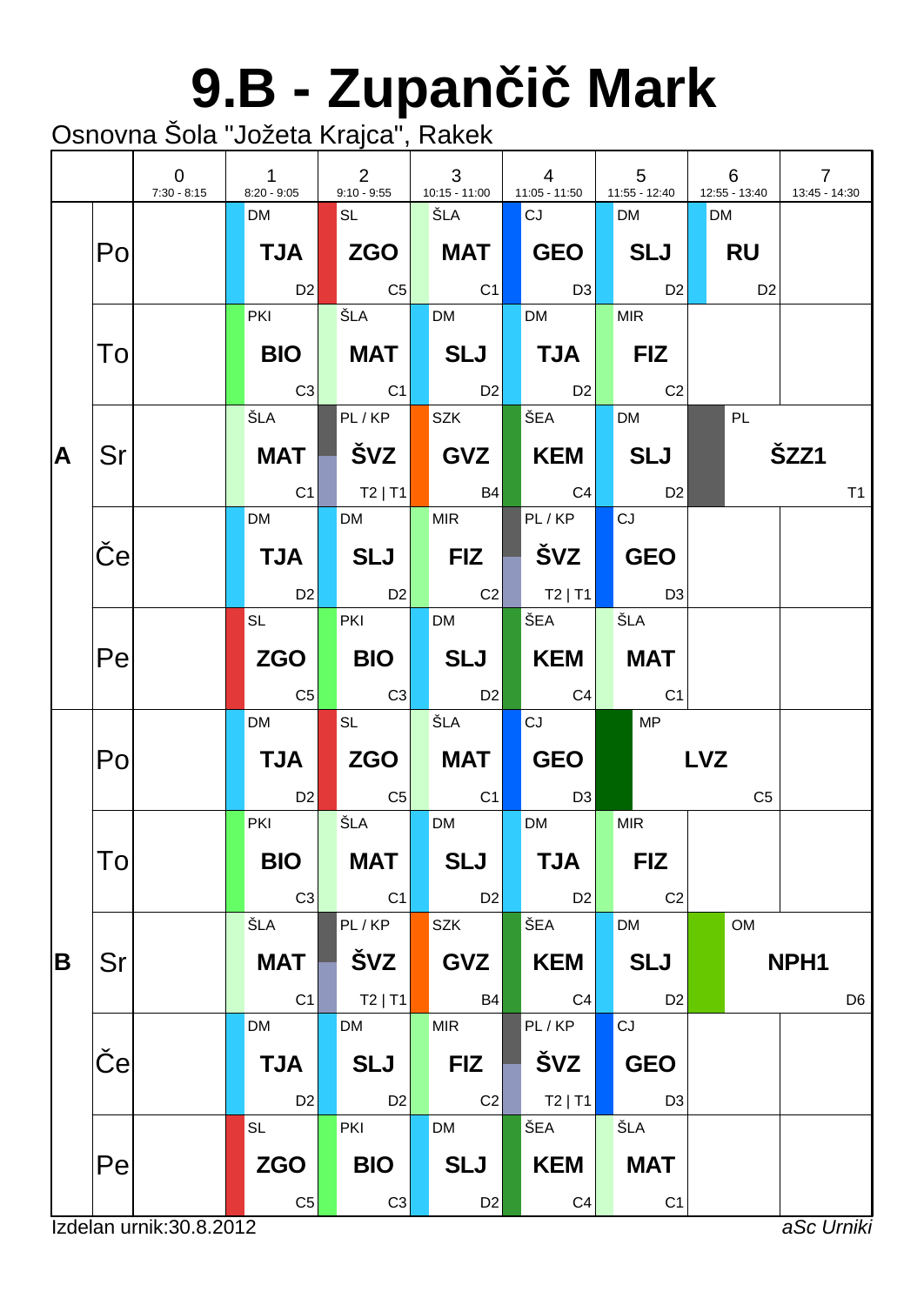# 9.B - Zupančič Mark

Osnovna Šola "Jožeta Krajca", Rakek

| | | 0<br>7:30 - 8:15 | 1<br>8:20 - 9:05 | 2<br>9:10 - 9:55 | 3<br>10:15 - 11:00 | 4<br>11:05 - 11:50 | 5<br>11:55 - 12:40 | 6<br>12:55 - 13:40 | 7<br>13:45 - 14:30 |
|---|---|---|---|---|---|---|---|---|---|
| A | Po | | DM **TJA** D2 | SL **ZGO** C5 | ŠLA **MAT** C1 | CJ **GEO** D3 | DM **SLJ** D2 | DM **RU** D2 | |
| | To | | PKI **BIO** C3 | ŠLA **MAT** C1 | DM **SLJ** D2 | DM **TJA** D2 | MIR **FIZ** C2 | | |
| | Sr | | ŠLA **MAT** C1 | PL / KP **ŠVZ** T2 \| T1 | SZK **GVZ** B4 | ŠEA **KEM** C4 | DM **SLJ** D2 | PL **ŠZZ1** T1 | |
| | Če | | DM **TJA** D2 | DM **SLJ** D2 | MIR **FIZ** C2 | PL / KP **ŠVZ** T2 \| T1 | CJ **GEO** D3 | | |
| | Pe | | SL **ZGO** C5 | PKI **BIO** C3 | DM **SLJ** D2 | ŠEA **KEM** C4 | ŠLA **MAT** C1 | | |
| B | Po | | DM **TJA** D2 | SL **ZGO** C5 | ŠLA **MAT** C1 | CJ **GEO** D3 | MP **LVZ** C5 | | |
| | To | | PKI **BIO** C3 | ŠLA **MAT** C1 | DM **SLJ** D2 | DM **TJA** D2 | MIR **FIZ** C2 | | |
| | Sr | | ŠLA **MAT** C1 | PL / KP **ŠVZ** T2 \| T1 | SZK **GVZ** B4 | ŠEA **KEM** C4 | DM **SLJ** D2 | OM **NPH1** D6 | |
| | Če | | DM **TJA** D2 | DM **SLJ** D2 | MIR **FIZ** C2 | PL / KP **ŠVZ** T2 \| T1 | CJ **GEO** D3 | | |
| | Pe | | SL **ZGO** C5 | PKI **BIO** C3 | DM **SLJ** D2 | ŠEA **KEM** C4 | ŠLA **MAT** C1 | | |

Izdelan urnik:30.8.2012

*aSc Urniki*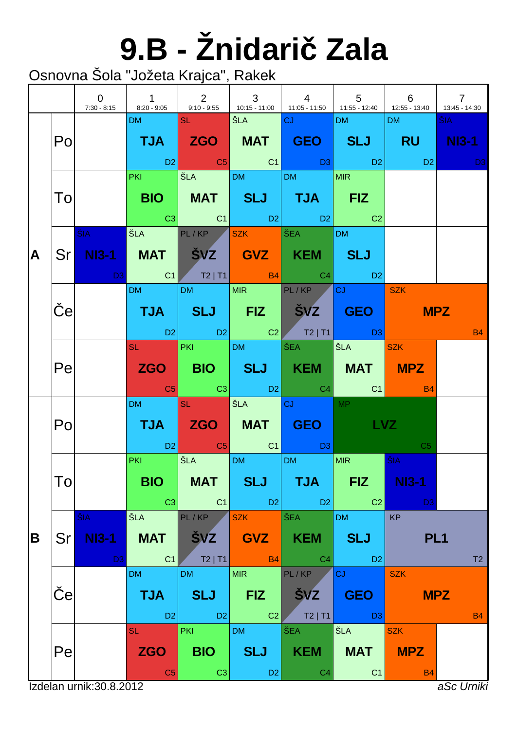# 9.B - Žnidarič Zala

Osnovna Šola "Jožeta Krajca", Rakek

| | | 0<br>7:30 - 8:15 | 1<br>8:20 - 9:05 | 2<br>9:10 - 9:55 | 3<br>10:15 - 11:00 | 4<br>11:05 - 11:50 | 5<br>11:55 - 12:40 | 6<br>12:55 - 13:40 | 7<br>13:45 - 14:30 |
|---|---|---|---|---|---|---|---|---|---|
| A | Po | | DM **TJA** D2 | SL **ZGO** C5 | ŠLA **MAT** C1 | CJ **GEO** D3 | DM **SLJ** D2 | DM **RU** D2 | ŠIA **NI3-1** D3 |
| | To | | PKI **BIO** C3 | ŠLA **MAT** C1 | DM **SLJ** D2 | DM **TJA** D2 | MIR **FIZ** C2 | | |
| | Sr | ŠIA **NI3-1** D3 | ŠLA **MAT** C1 | PL / KP **ŠVZ** T2 \| T1 | SZK **GVZ** B4 | ŠEA **KEM** C4 | DM **SLJ** D2 | | |
| | Če | | DM **TJA** D2 | DM **SLJ** D2 | MIR **FIZ** C2 | PL / KP **ŠVZ** T2 \| T1 | CJ **GEO** D3 | SZK **MPZ** B4 | |
| | Pe | | SL **ZGO** C5 | PKI **BIO** C3 | DM **SLJ** D2 | ŠEA **KEM** C4 | ŠLA **MAT** C1 | SZK **MPZ** B4 | |
| B | Po | | DM **TJA** D2 | SL **ZGO** C5 | ŠLA **MAT** C1 | CJ **GEO** D3 | MP **LVZ** C5 | | |
| | To | | PKI **BIO** C3 | ŠLA **MAT** C1 | DM **SLJ** D2 | DM **TJA** D2 | MIR **FIZ** C2 | ŠIA **NI3-1** D3 | |
| | Sr | ŠIA **NI3-1** D3 | ŠLA **MAT** C1 | PL / KP **ŠVZ** T2 \| T1 | SZK **GVZ** B4 | ŠEA **KEM** C4 | DM **SLJ** D2 | KP **PL1** T2 | |
| | Če | | DM **TJA** D2 | DM **SLJ** D2 | MIR **FIZ** C2 | PL / KP **ŠVZ** T2 \| T1 | CJ **GEO** D3 | SZK **MPZ** B4 | |
| | Pe | | SL **ZGO** C5 | PKI **BIO** C3 | DM **SLJ** D2 | ŠEA **KEM** C4 | ŠLA **MAT** C1 | SZK **MPZ** B4 | |

Izdelan urnik:30.8.2012

*aSc Urniki*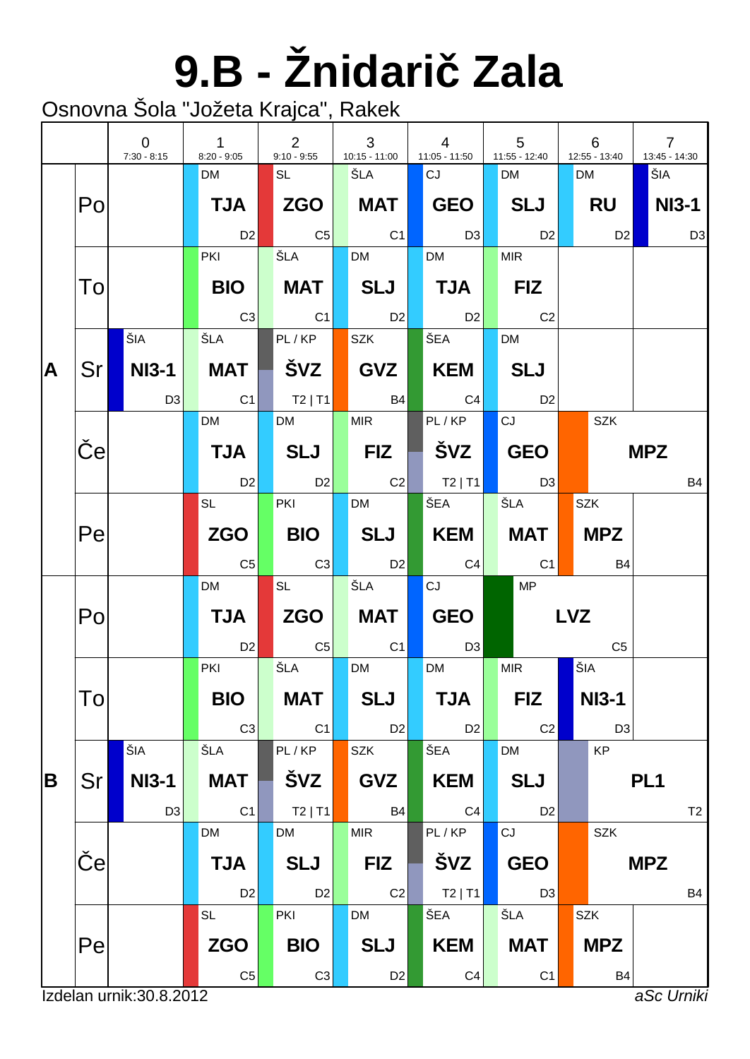# 9.B - Žnidarič Zala

Osnovna Šola "Jožeta Krajca", Rakek

| | | 0<br>7:30 - 8:15 | 1<br>8:20 - 9:05 | 2<br>9:10 - 9:55 | 3<br>10:15 - 11:00 | 4<br>11:05 - 11:50 | 5<br>11:55 - 12:40 | 6<br>12:55 - 13:40 | 7<br>13:45 - 14:30 |
|---|---|---|---|---|---|---|---|---|---|
| A | Po | | DM **TJA** D2 | SL **ZGO** C5 | ŠLA **MAT** C1 | CJ **GEO** D3 | DM **SLJ** D2 | DM **RU** D2 | ŠIA **NI3-1** D3 |
| | To | | PKI **BIO** C3 | ŠLA **MAT** C1 | DM **SLJ** D2 | DM **TJA** D2 | MIR **FIZ** C2 | | |
| | Sr | ŠIA **NI3-1** D3 | ŠLA **MAT** C1 | PL / KP **ŠVZ** T2 \| T1 | SZK **GVZ** B4 | ŠEA **KEM** C4 | DM **SLJ** D2 | | |
| | Če | | DM **TJA** D2 | DM **SLJ** D2 | MIR **FIZ** C2 | PL / KP **ŠVZ** T2 \| T1 | CJ **GEO** D3 | SZK **MPZ** B4 | |
| | Pe | | SL **ZGO** C5 | PKI **BIO** C3 | DM **SLJ** D2 | ŠEA **KEM** C4 | ŠLA **MAT** C1 | SZK **MPZ** B4 | |
| B | Po | | DM **TJA** D2 | SL **ZGO** C5 | ŠLA **MAT** C1 | CJ **GEO** D3 | MP **LVZ** C5 | | |
| | To | | PKI **BIO** C3 | ŠLA **MAT** C1 | DM **SLJ** D2 | DM **TJA** D2 | MIR **FIZ** C2 | ŠIA **NI3-1** D3 | |
| | Sr | ŠIA **NI3-1** D3 | ŠLA **MAT** C1 | PL / KP **ŠVZ** T2 \| T1 | SZK **GVZ** B4 | ŠEA **KEM** C4 | DM **SLJ** D2 | KP **PL1** T2 | |
| | Če | | DM **TJA** D2 | DM **SLJ** D2 | MIR **FIZ** C2 | PL / KP **ŠVZ** T2 \| T1 | CJ **GEO** D3 | SZK **MPZ** B4 | |
| | Pe | | SL **ZGO** C5 | PKI **BIO** C3 | DM **SLJ** D2 | ŠEA **KEM** C4 | ŠLA **MAT** C1 | SZK **MPZ** B4 | |

Izdelan urnik:30.8.2012

*aSc Urniki*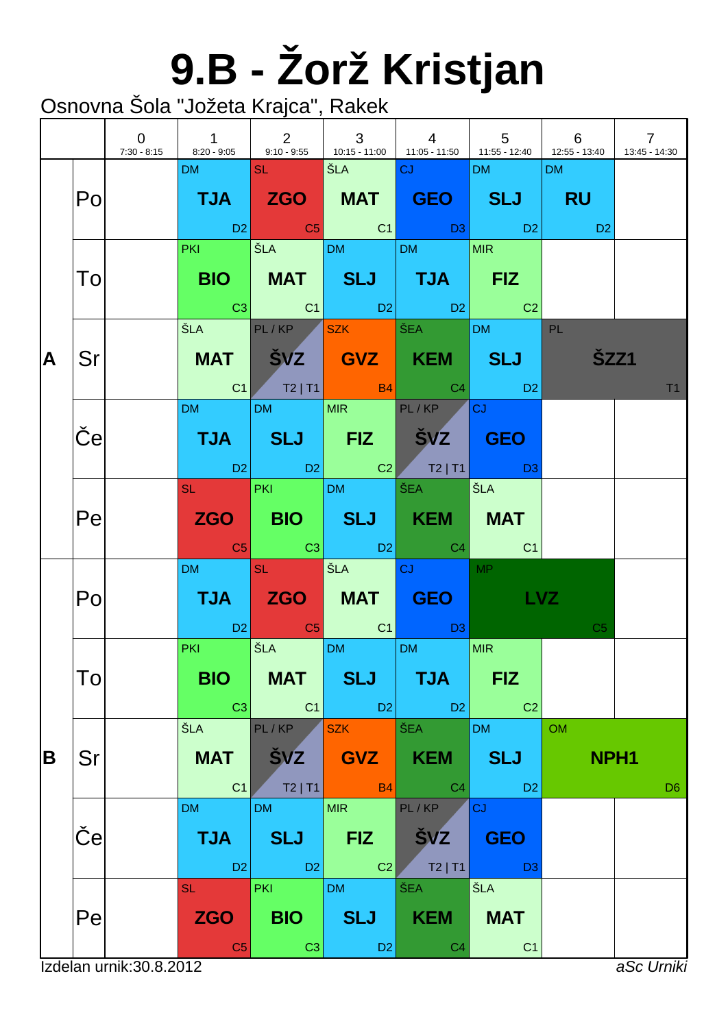# 9.B - Žorž Kristjan

Osnovna Šola "Jožeta Krajca", Rakek

| | | 0<br>7:30 - 8:15 | 1<br>8:20 - 9:05 | 2<br>9:10 - 9:55 | 3<br>10:15 - 11:00 | 4<br>11:05 - 11:50 | 5<br>11:55 - 12:40 | 6<br>12:55 - 13:40 | 7<br>13:45 - 14:30 |
|---|---|---|---|---|---|---|---|---|---|
| A | Po | | DM **TJA** D2 | SL **ZGO** C5 | ŠLA **MAT** C1 | CJ **GEO** D3 | DM **SLJ** D2 | DM **RU** D2 | |
| | To | | PKI **BIO** C3 | ŠLA **MAT** C1 | DM **SLJ** D2 | DM **TJA** D2 | MIR **FIZ** C2 | | |
| | Sr | | ŠLA **MAT** C1 | PL / KP **ŠVZ** T2 \| T1 | SZK **GVZ** B4 | ŠEA **KEM** C4 | DM **SLJ** D2 | PL **ŠZZ1** T1 | |
| | Če | | DM **TJA** D2 | DM **SLJ** D2 | MIR **FIZ** C2 | PL / KP **ŠVZ** T2 \| T1 | CJ **GEO** D3 | | |
| | Pe | | SL **ZGO** C5 | PKI **BIO** C3 | DM **SLJ** D2 | ŠEA **KEM** C4 | ŠLA **MAT** C1 | | |
| B | Po | | DM **TJA** D2 | SL **ZGO** C5 | ŠLA **MAT** C1 | CJ **GEO** D3 | MP **LVZ** C5 | | |
| | To | | PKI **BIO** C3 | ŠLA **MAT** C1 | DM **SLJ** D2 | DM **TJA** D2 | MIR **FIZ** C2 | | |
| | Sr | | ŠLA **MAT** C1 | PL / KP **ŠVZ** T2 \| T1 | SZK **GVZ** B4 | ŠEA **KEM** C4 | DM **SLJ** D2 | OM **NPH1** D6 | |
| | Če | | DM **TJA** D2 | DM **SLJ** D2 | MIR **FIZ** C2 | PL / KP **ŠVZ** T2 \| T1 | CJ **GEO** D3 | | |
| | Pe | | SL **ZGO** C5 | PKI **BIO** C3 | DM **SLJ** D2 | ŠEA **KEM** C4 | ŠLA **MAT** C1 | | |

Izdelan urnik:30.8.2012

*aSc Urniki*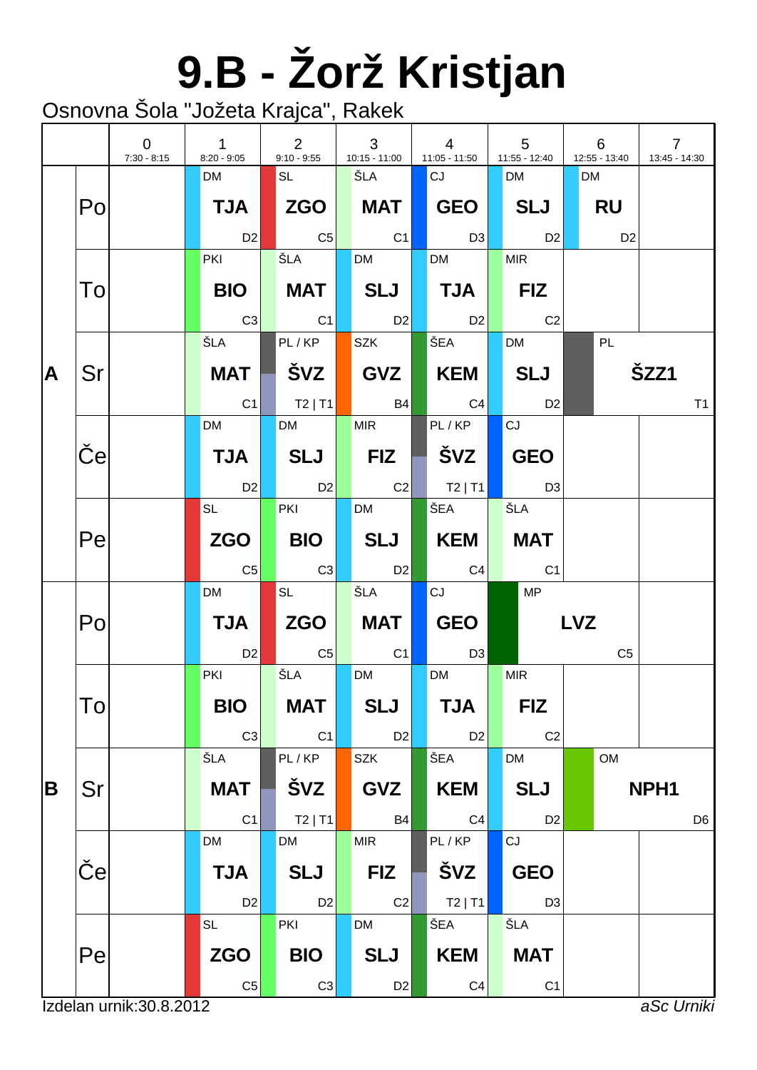# 9.B - Žorž Kristjan

Osnovna Šola "Jožeta Krajca", Rakek

| | | 0 7:30 - 8:15 | 1 8:20 - 9:05 | 2 9:10 - 9:55 | 3 10:15 - 11:00 | 4 11:05 - 11:50 | 5 11:55 - 12:40 | 6 12:55 - 13:40 | 7 13:45 - 14:30 |
|---|---|---|---|---|---|---|---|---|---|
| A | Po | | DM **TJA** D2 | SL **ZGO** C5 | ŠLA **MAT** C1 | CJ **GEO** D3 | DM **SLJ** D2 | DM **RU** D2 | |
| | To | | PKI **BIO** C3 | ŠLA **MAT** C1 | DM **SLJ** D2 | DM **TJA** D2 | MIR **FIZ** C2 | | |
| | Sr | | ŠLA **MAT** C1 | PL / KP **ŠVZ** T2 \| T1 | SZK **GVZ** B4 | ŠEA **KEM** C4 | DM **SLJ** D2 | PL **ŠZZ1** T1 | |
| | Če | | DM **TJA** D2 | DM **SLJ** D2 | MIR **FIZ** C2 | PL / KP **ŠVZ** T2 \| T1 | CJ **GEO** D3 | | |
| | Pe | | SL **ZGO** C5 | PKI **BIO** C3 | DM **SLJ** D2 | ŠEA **KEM** C4 | ŠLA **MAT** C1 | | |
| B | Po | | DM **TJA** D2 | SL **ZGO** C5 | ŠLA **MAT** C1 | CJ **GEO** D3 | MP **LVZ** C5 | | |
| | To | | PKI **BIO** C3 | ŠLA **MAT** C1 | DM **SLJ** D2 | DM **TJA** D2 | MIR **FIZ** C2 | | |
| | Sr | | ŠLA **MAT** C1 | PL / KP **ŠVZ** T2 \| T1 | SZK **GVZ** B4 | ŠEA **KEM** C4 | DM **SLJ** D2 | OM **NPH1** D6 | |
| | Če | | DM **TJA** D2 | DM **SLJ** D2 | MIR **FIZ** C2 | PL / KP **ŠVZ** T2 \| T1 | CJ **GEO** D3 | | |
| | Pe | | SL **ZGO** C5 | PKI **BIO** C3 | DM **SLJ** D2 | ŠEA **KEM** C4 | ŠLA **MAT** C1 | | |

Izdelan urnik:30.8.2012

*aSc Urniki*